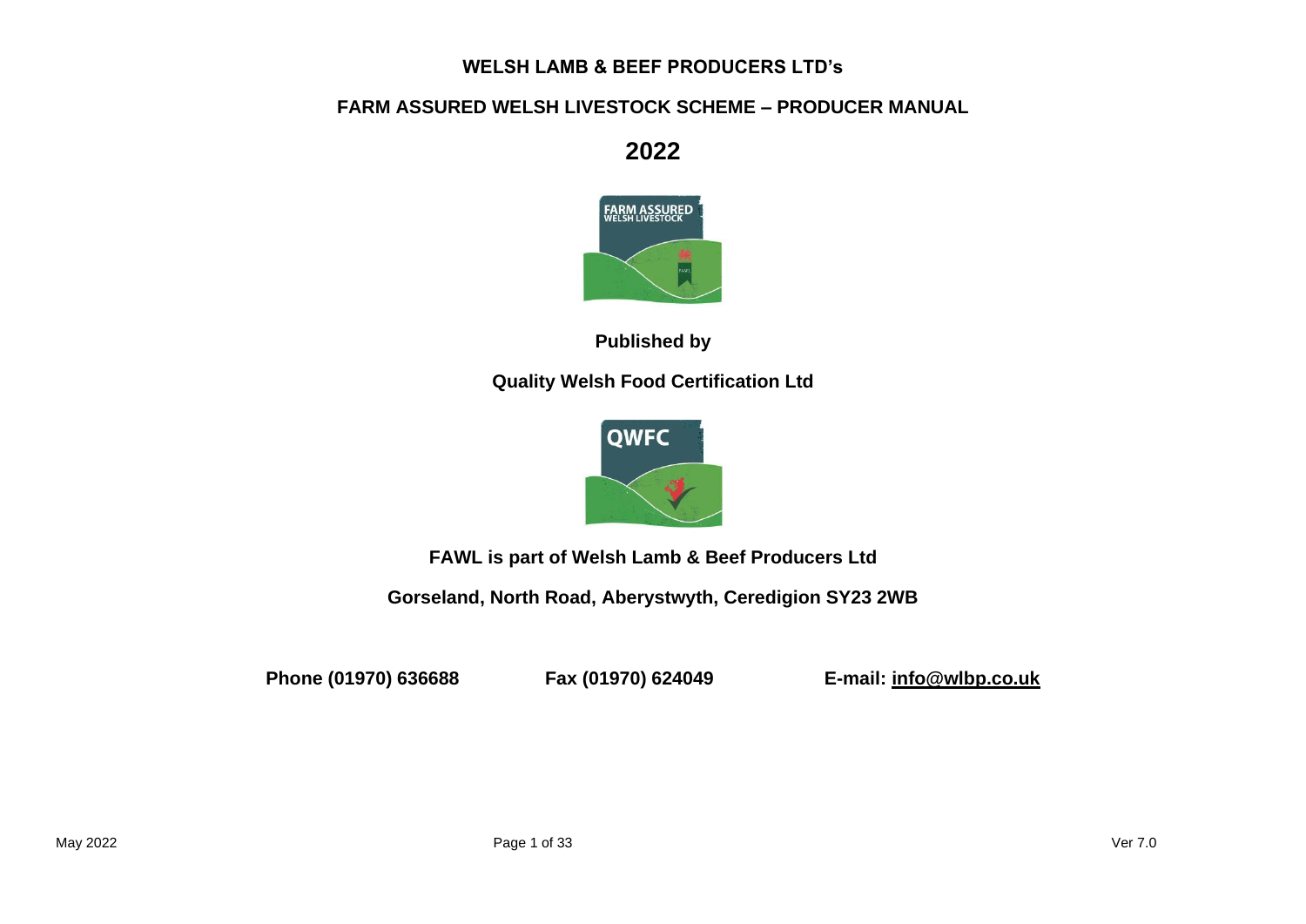# WELSH LAMB & BEEF PRODUCERS LTD's

## FARM ASSURED WELSH LIVESTOCK SCHEME – PRODUCER MANUAL

# 2022

**Published by**

**Quality Welsh Food Certification Ltd**

**FAWL is part of Welsh Lamb & Beef Producers Ltd**

**Gorseland, North Road, Aberystwyth, Ceredigion SY23 2WB**

**Phone (01970) 636688** **Fax (01970) 624049** **E-mail: info@wlbp.co.uk**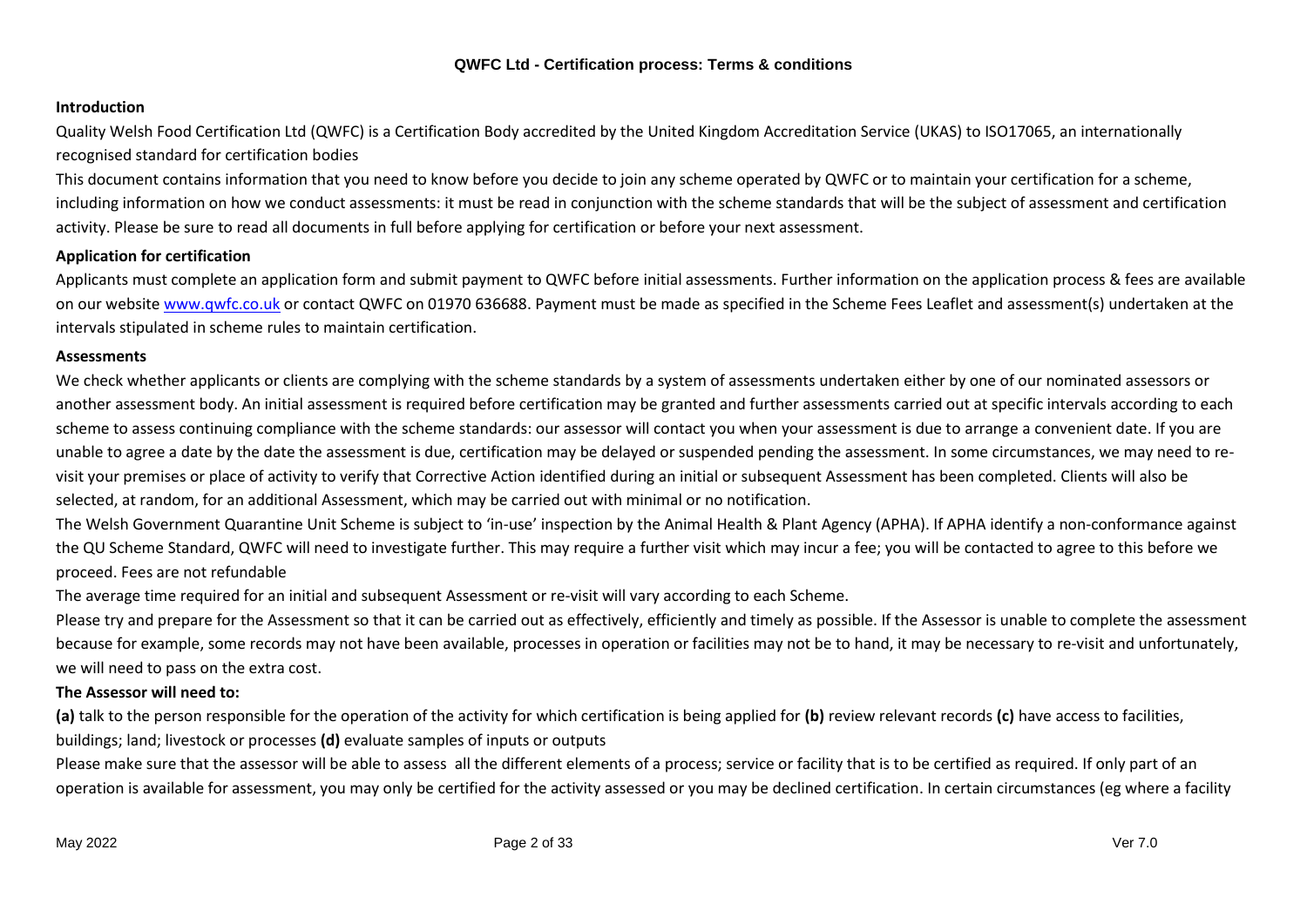**QWFC Ltd - Certification process: Terms & conditions**

**Introduction**

Quality Welsh Food Certification Ltd (QWFC) is a Certification Body accredited by the United Kingdom Accreditation Service (UKAS) to ISO17065, an internationally recognised standard for certification bodies

This document contains information that you need to know before you decide to join any scheme operated by QWFC or to maintain your certification for a scheme, including information on how we conduct assessments: it must be read in conjunction with the scheme standards that will be the subject of assessment and certification activity. Please be sure to read all documents in full before applying for certification or before your next assessment.

**Application for certification**

Applicants must complete an application form and submit payment to QWFC before initial assessments. Further information on the application process & fees are available on our website [www.qwfc.co.uk](http://www.qwfc.co.uk) or contact QWFC on 01970 636688. Payment must be made as specified in the Scheme Fees Leaflet and assessment(s) undertaken at the intervals stipulated in scheme rules to maintain certification.

**Assessments**

We check whether applicants or clients are complying with the scheme standards by a system of assessments undertaken either by one of our nominated assessors or another assessment body. An initial assessment is required before certification may be granted and further assessments carried out at specific intervals according to each scheme to assess continuing compliance with the scheme standards: our assessor will contact you when your assessment is due to arrange a convenient date. If you are unable to agree a date by the date the assessment is due, certification may be delayed or suspended pending the assessment. In some circumstances, we may need to re-visit your premises or place of activity to verify that Corrective Action identified during an initial or subsequent Assessment has been completed. Clients will also be selected, at random, for an additional Assessment, which may be carried out with minimal or no notification.

The Welsh Government Quarantine Unit Scheme is subject to 'in-use' inspection by the Animal Health & Plant Agency (APHA). If APHA identify a non-conformance against the QU Scheme Standard, QWFC will need to investigate further. This may require a further visit which may incur a fee; you will be contacted to agree to this before we proceed. Fees are not refundable

The average time required for an initial and subsequent Assessment or re-visit will vary according to each Scheme.

Please try and prepare for the Assessment so that it can be carried out as effectively, efficiently and timely as possible. If the Assessor is unable to complete the assessment because for example, some records may not have been available, processes in operation or facilities may not be to hand, it may be necessary to re-visit and unfortunately, we will need to pass on the extra cost.

**The Assessor will need to:**

**(a)** talk to the person responsible for the operation of the activity for which certification is being applied for **(b)** review relevant records **(c)** have access to facilities, buildings; land; livestock or processes **(d)** evaluate samples of inputs or outputs

Please make sure that the assessor will be able to assess all the different elements of a process; service or facility that is to be certified as required. If only part of an operation is available for assessment, you may only be certified for the activity assessed or you may be declined certification. In certain circumstances (eg where a facility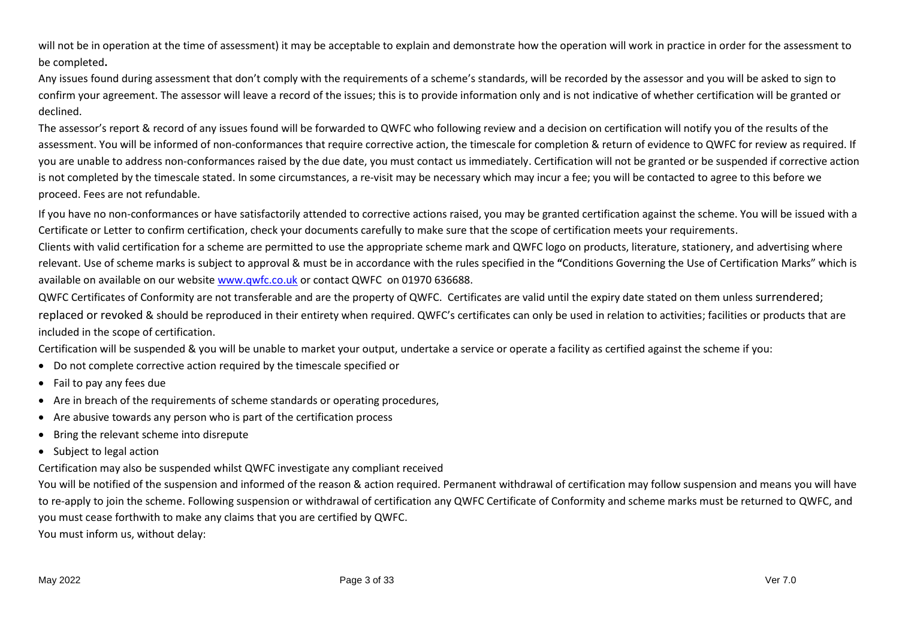will not be in operation at the time of assessment) it may be acceptable to explain and demonstrate how the operation will work in practice in order for the assessment to be completed**.**

Any issues found during assessment that don't comply with the requirements of a scheme's standards, will be recorded by the assessor and you will be asked to sign to confirm your agreement. The assessor will leave a record of the issues; this is to provide information only and is not indicative of whether certification will be granted or declined.

The assessor's report & record of any issues found will be forwarded to QWFC who following review and a decision on certification will notify you of the results of the assessment. You will be informed of non-conformances that require corrective action, the timescale for completion & return of evidence to QWFC for review as required. If you are unable to address non-conformances raised by the due date, you must contact us immediately. Certification will not be granted or be suspended if corrective action is not completed by the timescale stated. In some circumstances, a re-visit may be necessary which may incur a fee; you will be contacted to agree to this before we proceed. Fees are not refundable.

If you have no non-conformances or have satisfactorily attended to corrective actions raised, you may be granted certification against the scheme. You will be issued with a Certificate or Letter to confirm certification, check your documents carefully to make sure that the scope of certification meets your requirements.

Clients with valid certification for a scheme are permitted to use the appropriate scheme mark and QWFC logo on products, literature, stationery, and advertising where relevant. Use of scheme marks is subject to approval & must be in accordance with the rules specified in the **"**Conditions Governing the Use of Certification Marks" which is available on available on our website [www.qwfc.co.uk](http://www.qwfc.co.uk) or contact QWFC on 01970 636688.

QWFC Certificates of Conformity are not transferable and are the property of QWFC. Certificates are valid until the expiry date stated on them unless surrendered; replaced or revoked & should be reproduced in their entirety when required. QWFC's certificates can only be used in relation to activities; facilities or products that are included in the scope of certification.

Certification will be suspended & you will be unable to market your output, undertake a service or operate a facility as certified against the scheme if you:

- Do not complete corrective action required by the timescale specified or
- Fail to pay any fees due
- Are in breach of the requirements of scheme standards or operating procedures,
- Are abusive towards any person who is part of the certification process
- Bring the relevant scheme into disrepute
- Subject to legal action

Certification may also be suspended whilst QWFC investigate any compliant received

You will be notified of the suspension and informed of the reason & action required. Permanent withdrawal of certification may follow suspension and means you will have to re-apply to join the scheme. Following suspension or withdrawal of certification any QWFC Certificate of Conformity and scheme marks must be returned to QWFC, and you must cease forthwith to make any claims that you are certified by QWFC.

You must inform us, without delay: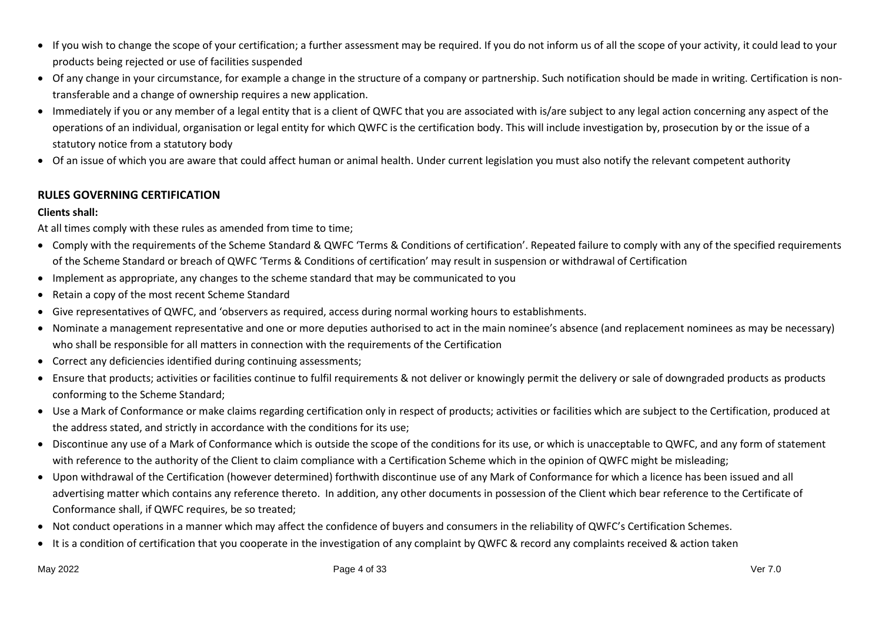- If you wish to change the scope of your certification; a further assessment may be required. If you do not inform us of all the scope of your activity, it could lead to your products being rejected or use of facilities suspended
- Of any change in your circumstance, for example a change in the structure of a company or partnership. Such notification should be made in writing. Certification is non-transferable and a change of ownership requires a new application.
- Immediately if you or any member of a legal entity that is a client of QWFC that you are associated with is/are subject to any legal action concerning any aspect of the operations of an individual, organisation or legal entity for which QWFC is the certification body. This will include investigation by, prosecution by or the issue of a statutory notice from a statutory body
- Of an issue of which you are aware that could affect human or animal health. Under current legislation you must also notify the relevant competent authority

## RULES GOVERNING CERTIFICATION

**Clients shall:**

At all times comply with these rules as amended from time to time;

- Comply with the requirements of the Scheme Standard & QWFC 'Terms & Conditions of certification'. Repeated failure to comply with any of the specified requirements of the Scheme Standard or breach of QWFC 'Terms & Conditions of certification' may result in suspension or withdrawal of Certification
- Implement as appropriate, any changes to the scheme standard that may be communicated to you
- Retain a copy of the most recent Scheme Standard
- Give representatives of QWFC, and 'observers as required, access during normal working hours to establishments.
- Nominate a management representative and one or more deputies authorised to act in the main nominee's absence (and replacement nominees as may be necessary) who shall be responsible for all matters in connection with the requirements of the Certification
- Correct any deficiencies identified during continuing assessments;
- Ensure that products; activities or facilities continue to fulfil requirements & not deliver or knowingly permit the delivery or sale of downgraded products as products conforming to the Scheme Standard;
- Use a Mark of Conformance or make claims regarding certification only in respect of products; activities or facilities which are subject to the Certification, produced at the address stated, and strictly in accordance with the conditions for its use;
- Discontinue any use of a Mark of Conformance which is outside the scope of the conditions for its use, or which is unacceptable to QWFC, and any form of statement with reference to the authority of the Client to claim compliance with a Certification Scheme which in the opinion of QWFC might be misleading;
- Upon withdrawal of the Certification (however determined) forthwith discontinue use of any Mark of Conformance for which a licence has been issued and all advertising matter which contains any reference thereto. In addition, any other documents in possession of the Client which bear reference to the Certificate of Conformance shall, if QWFC requires, be so treated;
- Not conduct operations in a manner which may affect the confidence of buyers and consumers in the reliability of QWFC's Certification Schemes.
- It is a condition of certification that you cooperate in the investigation of any complaint by QWFC & record any complaints received & action taken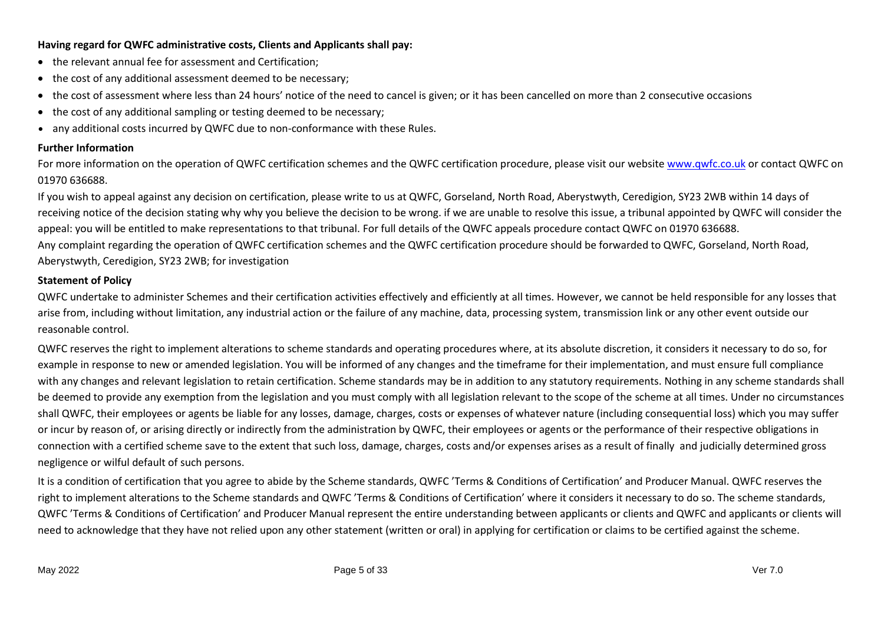**Having regard for QWFC administrative costs, Clients and Applicants shall pay:**

- the relevant annual fee for assessment and Certification;
- the cost of any additional assessment deemed to be necessary;
- the cost of assessment where less than 24 hours' notice of the need to cancel is given; or it has been cancelled on more than 2 consecutive occasions
- the cost of any additional sampling or testing deemed to be necessary;
- any additional costs incurred by QWFC due to non-conformance with these Rules.

**Further Information**

For more information on the operation of QWFC certification schemes and the QWFC certification procedure, please visit our website [www.qwfc.co.uk](www.qwfc.co.uk) or contact QWFC on 01970 636688.

If you wish to appeal against any decision on certification, please write to us at QWFC, Gorseland, North Road, Aberystwyth, Ceredigion, SY23 2WB within 14 days of receiving notice of the decision stating why why you believe the decision to be wrong. if we are unable to resolve this issue, a tribunal appointed by QWFC will consider the appeal: you will be entitled to make representations to that tribunal. For full details of the QWFC appeals procedure contact QWFC on 01970 636688.

Any complaint regarding the operation of QWFC certification schemes and the QWFC certification procedure should be forwarded to QWFC, Gorseland, North Road, Aberystwyth, Ceredigion, SY23 2WB; for investigation

**Statement of Policy**

QWFC undertake to administer Schemes and their certification activities effectively and efficiently at all times. However, we cannot be held responsible for any losses that arise from, including without limitation, any industrial action or the failure of any machine, data, processing system, transmission link or any other event outside our reasonable control.

QWFC reserves the right to implement alterations to scheme standards and operating procedures where, at its absolute discretion, it considers it necessary to do so, for example in response to new or amended legislation. You will be informed of any changes and the timeframe for their implementation, and must ensure full compliance with any changes and relevant legislation to retain certification. Scheme standards may be in addition to any statutory requirements. Nothing in any scheme standards shall be deemed to provide any exemption from the legislation and you must comply with all legislation relevant to the scope of the scheme at all times. Under no circumstances shall QWFC, their employees or agents be liable for any losses, damage, charges, costs or expenses of whatever nature (including consequential loss) which you may suffer or incur by reason of, or arising directly or indirectly from the administration by QWFC, their employees or agents or the performance of their respective obligations in connection with a certified scheme save to the extent that such loss, damage, charges, costs and/or expenses arises as a result of finally and judicially determined gross negligence or wilful default of such persons.

It is a condition of certification that you agree to abide by the Scheme standards, QWFC 'Terms & Conditions of Certification' and Producer Manual. QWFC reserves the right to implement alterations to the Scheme standards and QWFC 'Terms & Conditions of Certification' where it considers it necessary to do so. The scheme standards, QWFC 'Terms & Conditions of Certification' and Producer Manual represent the entire understanding between applicants or clients and QWFC and applicants or clients will need to acknowledge that they have not relied upon any other statement (written or oral) in applying for certification or claims to be certified against the scheme.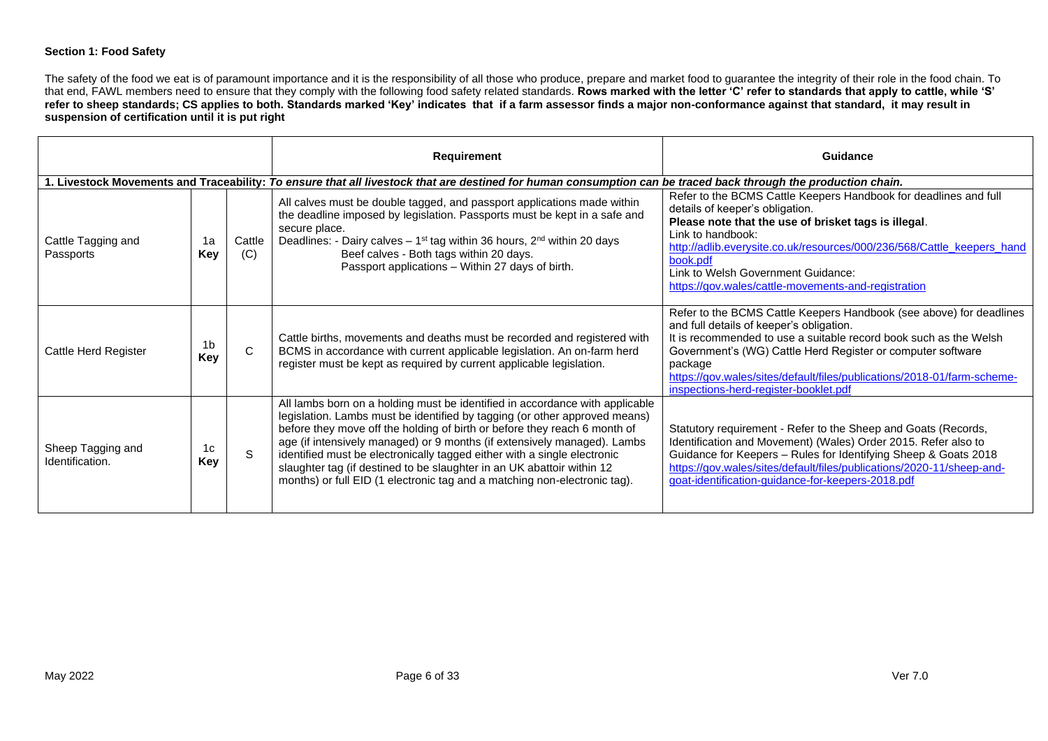### Section 1: Food Safety

The safety of the food we eat is of paramount importance and it is the responsibility of all those who produce, prepare and market food to guarantee the integrity of their role in the food chain. To that end, FAWL members need to ensure that they comply with the following food safety related standards. **Rows marked with the letter 'C' refer to standards that apply to cattle, while 'S' refer to sheep standards; CS applies to both. Standards marked 'Key' indicates that if a farm assessor finds a major non-conformance against that standard, it may result in suspension of certification until it is put right**

| | | | **Requirement** | **Guidance** |
|---|---|---|---|---|
| **1. Livestock Movements and Traceability:** *To ensure that all livestock that are destined for human consumption can be traced back through the production chain.* | | | | |
| Cattle Tagging and Passports | 1a **Key** | Cattle (C) | All calves must be double tagged, and passport applications made within the deadline imposed by legislation. Passports must be kept in a safe and secure place.<br>Deadlines: - Dairy calves – 1st tag within 36 hours, 2nd within 20 days<br>Beef calves - Both tags within 20 days.<br>Passport applications – Within 27 days of birth. | Refer to the BCMS Cattle Keepers Handbook for deadlines and full details of keeper's obligation.<br>**Please note that the use of brisket tags is illegal**.<br>Link to handbook:<br>http://adlib.everysite.co.uk/resources/000/236/568/Cattle_keepers_handbook.pdf<br>Link to Welsh Government Guidance:<br>https://gov.wales/cattle-movements-and-registration |
| Cattle Herd Register | 1b **Key** | C | Cattle births, movements and deaths must be recorded and registered with BCMS in accordance with current applicable legislation. An on-farm herd register must be kept as required by current applicable legislation. | Refer to the BCMS Cattle Keepers Handbook (see above) for deadlines and full details of keeper's obligation.<br>It is recommended to use a suitable record book such as the Welsh Government's (WG) Cattle Herd Register or computer software package<br>https://gov.wales/sites/default/files/publications/2018-01/farm-scheme-inspections-herd-register-booklet.pdf |
| Sheep Tagging and Identification. | 1c **Key** | S | All lambs born on a holding must be identified in accordance with applicable legislation. Lambs must be identified by tagging (or other approved means) before they move off the holding of birth or before they reach 6 month of age (if intensively managed) or 9 months (if extensively managed). Lambs identified must be electronically tagged either with a single electronic slaughter tag (if destined to be slaughter in an UK abattoir within 12 months) or full EID (1 electronic tag and a matching non-electronic tag). | Statutory requirement - Refer to the Sheep and Goats (Records, Identification and Movement) (Wales) Order 2015. Refer also to Guidance for Keepers – Rules for Identifying Sheep & Goats 2018<br>https://gov.wales/sites/default/files/publications/2020-11/sheep-and-goat-identification-guidance-for-keepers-2018.pdf |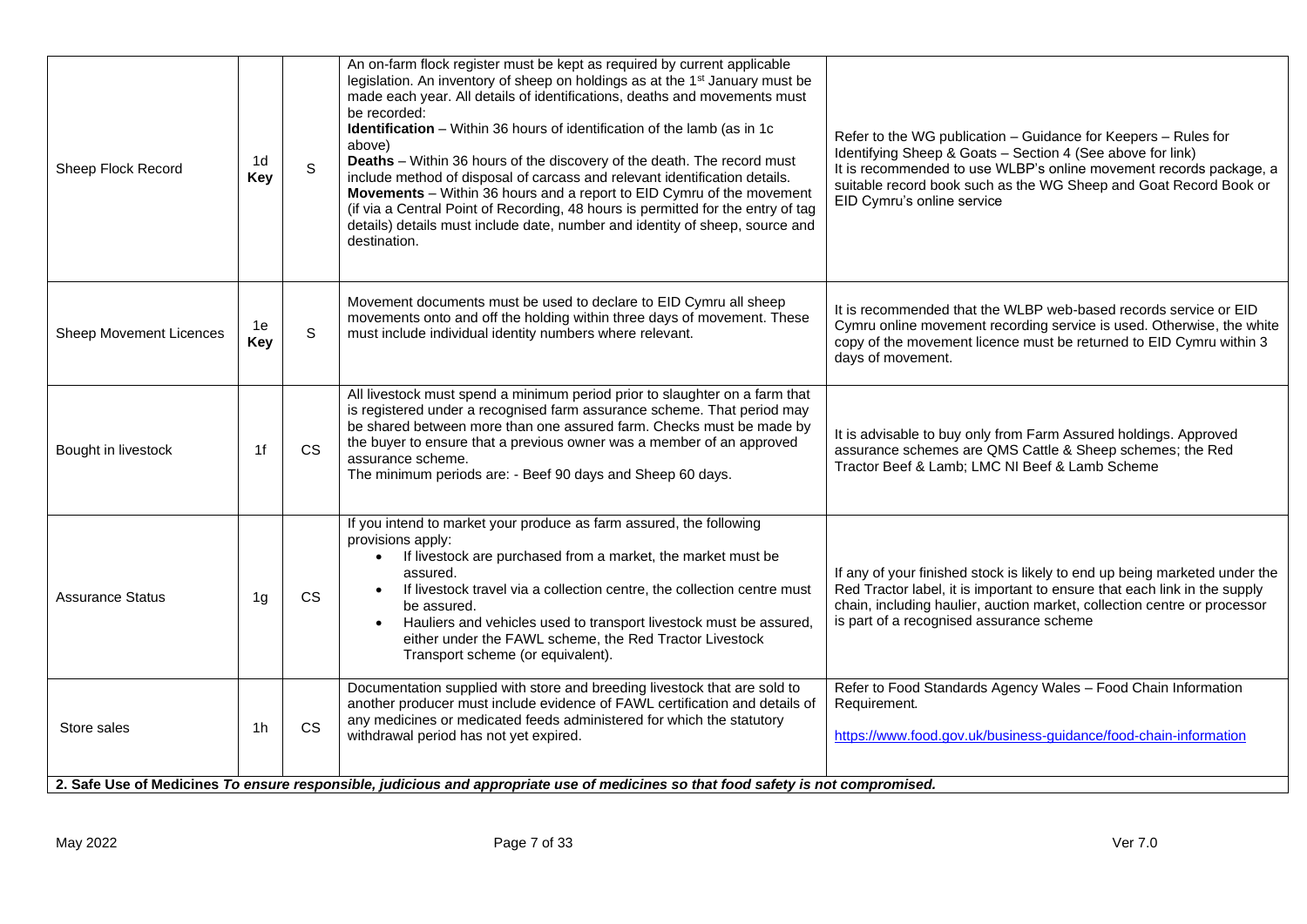| | | | | |
|---|---|---|---|---|
| Sheep Flock Record | 1d **Key** | S | An on-farm flock register must be kept as required by current applicable legislation. An inventory of sheep on holdings as at the 1st January must be made each year. All details of identifications, deaths and movements must be recorded:<br>**Identification** – Within 36 hours of identification of the lamb (as in 1c above)<br>**Deaths** – Within 36 hours of the discovery of the death. The record must include method of disposal of carcass and relevant identification details.<br>**Movements** – Within 36 hours and a report to EID Cymru of the movement (if via a Central Point of Recording, 48 hours is permitted for the entry of tag details) details must include date, number and identity of sheep, source and destination. | Refer to the WG publication – Guidance for Keepers – Rules for Identifying Sheep & Goats – Section 4 (See above for link)<br>It is recommended to use WLBP's online movement records package, a suitable record book such as the WG Sheep and Goat Record Book or EID Cymru's online service |
| Sheep Movement Licences | 1e **Key** | S | Movement documents must be used to declare to EID Cymru all sheep movements onto and off the holding within three days of movement. These must include individual identity numbers where relevant. | It is recommended that the WLBP web-based records service or EID Cymru online movement recording service is used. Otherwise, the white copy of the movement licence must be returned to EID Cymru within 3 days of movement. |
| Bought in livestock | 1f | CS | All livestock must spend a minimum period prior to slaughter on a farm that is registered under a recognised farm assurance scheme. That period may be shared between more than one assured farm. Checks must be made by the buyer to ensure that a previous owner was a member of an approved assurance scheme.<br>The minimum periods are: - Beef 90 days and Sheep 60 days. | It is advisable to buy only from Farm Assured holdings. Approved assurance schemes are QMS Cattle & Sheep schemes; the Red Tractor Beef & Lamb; LMC NI Beef & Lamb Scheme |
| Assurance Status | 1g | CS | If you intend to market your produce as farm assured, the following provisions apply:<br>• If livestock are purchased from a market, the market must be assured.<br>• If livestock travel via a collection centre, the collection centre must be assured.<br>• Hauliers and vehicles used to transport livestock must be assured, either under the FAWL scheme, the Red Tractor Livestock Transport scheme (or equivalent). | If any of your finished stock is likely to end up being marketed under the Red Tractor label, it is important to ensure that each link in the supply chain, including haulier, auction market, collection centre or processor is part of a recognised assurance scheme |
| Store sales | 1h | CS | Documentation supplied with store and breeding livestock that are sold to another producer must include evidence of FAWL certification and details of any medicines or medicated feeds administered for which the statutory withdrawal period has not yet expired. | Refer to Food Standards Agency Wales – Food Chain Information Requirement.<br><br>https://www.food.gov.uk/business-guidance/food-chain-information |
| **2. Safe Use of Medicines** *To ensure responsible, judicious and appropriate use of medicines so that food safety is not compromised.* | | | | |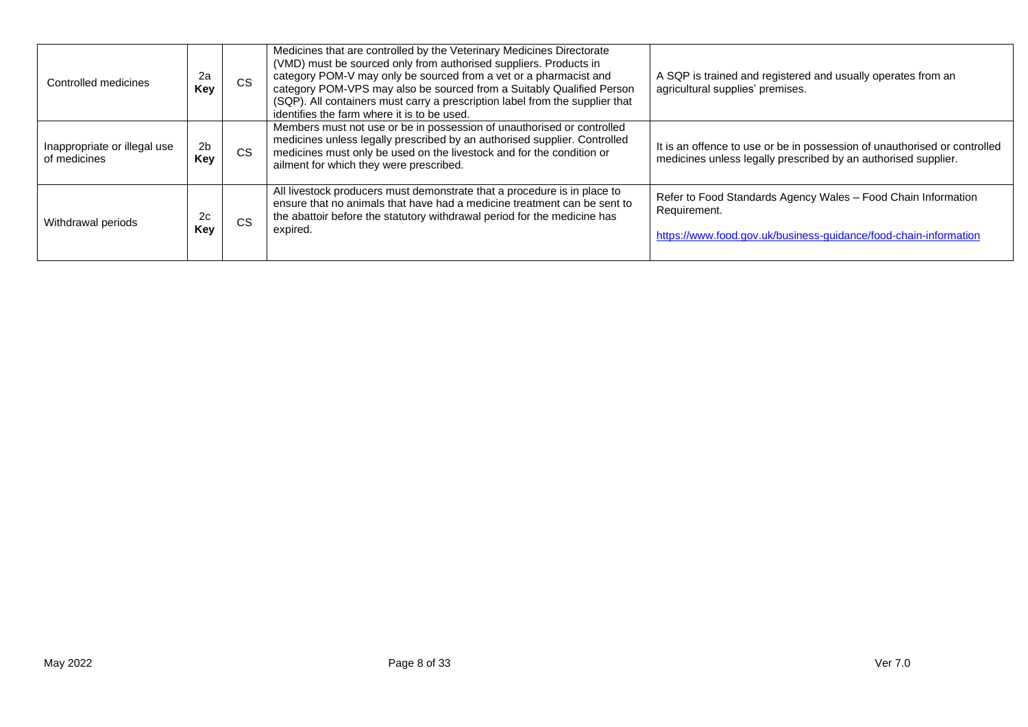| | | | | |
|---|---|---|---|---|
| Controlled medicines | 2a **Key** | CS | Medicines that are controlled by the Veterinary Medicines Directorate (VMD) must be sourced only from authorised suppliers. Products in category POM-V may only be sourced from a vet or a pharmacist and category POM-VPS may also be sourced from a Suitably Qualified Person (SQP). All containers must carry a prescription label from the supplier that identifies the farm where it is to be used. | A SQP is trained and registered and usually operates from an agricultural supplies' premises. |
| Inappropriate or illegal use of medicines | 2b **Key** | CS | Members must not use or be in possession of unauthorised or controlled medicines unless legally prescribed by an authorised supplier. Controlled medicines must only be used on the livestock and for the condition or ailment for which they were prescribed. | It is an offence to use or be in possession of unauthorised or controlled medicines unless legally prescribed by an authorised supplier. |
| Withdrawal periods | 2c **Key** | CS | All livestock producers must demonstrate that a procedure is in place to ensure that no animals that have had a medicine treatment can be sent to the abattoir before the statutory withdrawal period for the medicine has expired. | Refer to Food Standards Agency Wales – Food Chain Information Requirement.<br><br>https://www.food.gov.uk/business-guidance/food-chain-information |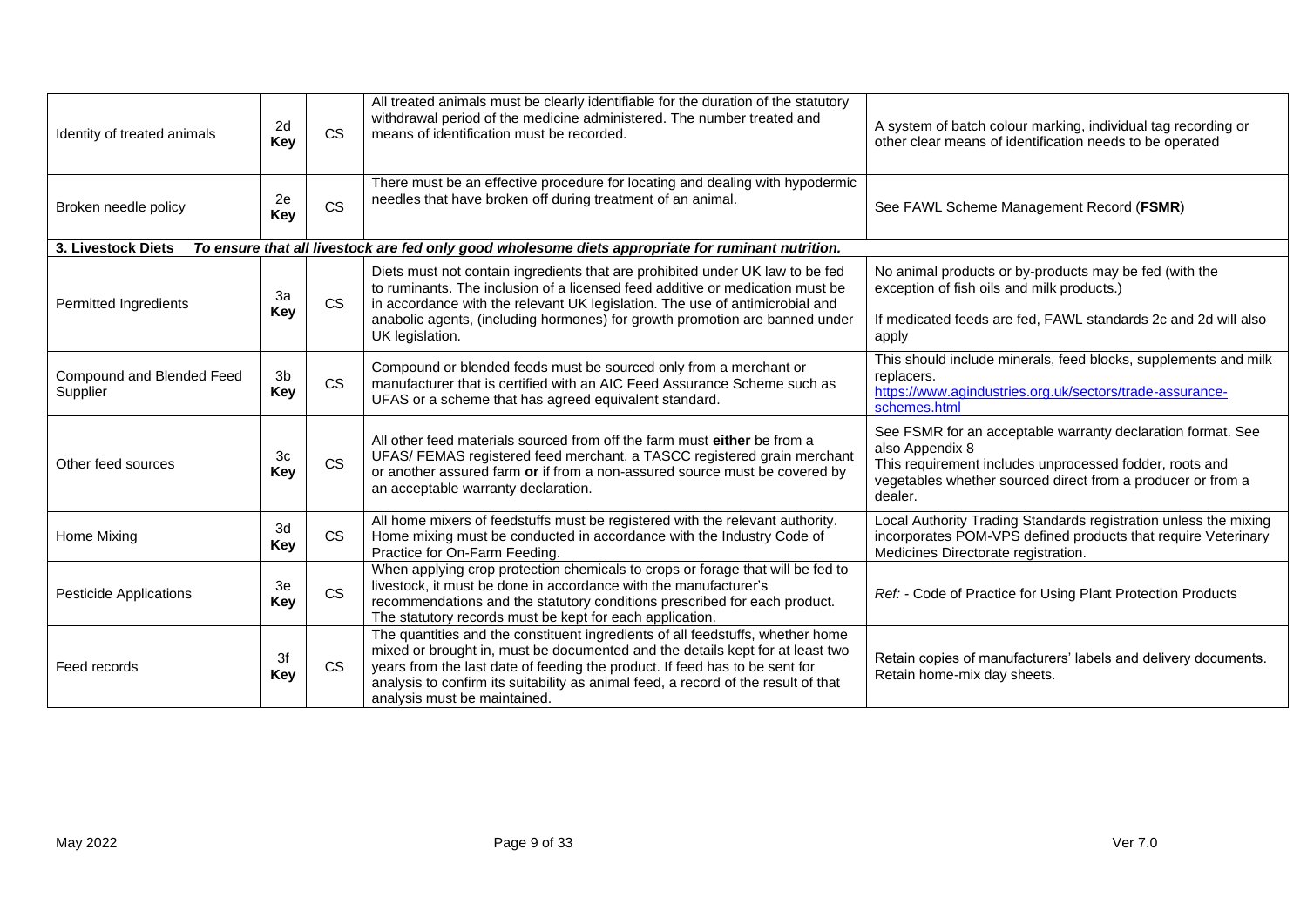| | | | | |
|---|---|---|---|---|
| Identity of treated animals | 2d **Key** | CS | All treated animals must be clearly identifiable for the duration of the statutory withdrawal period of the medicine administered. The number treated and means of identification must be recorded. | A system of batch colour marking, individual tag recording or other clear means of identification needs to be operated |
| Broken needle policy | 2e **Key** | CS | There must be an effective procedure for locating and dealing with hypodermic needles that have broken off during treatment of an animal. | See FAWL Scheme Management Record (**FSMR**) |
| **3. Livestock Diets** | | | ***To ensure that all livestock are fed only good wholesome diets appropriate for ruminant nutrition.*** | |
| Permitted Ingredients | 3a **Key** | CS | Diets must not contain ingredients that are prohibited under UK law to be fed to ruminants. The inclusion of a licensed feed additive or medication must be in accordance with the relevant UK legislation. The use of antimicrobial and anabolic agents, (including hormones) for growth promotion are banned under UK legislation. | No animal products or by-products may be fed (with the exception of fish oils and milk products.)<br><br>If medicated feeds are fed, FAWL standards 2c and 2d will also apply |
| Compound and Blended Feed Supplier | 3b **Key** | CS | Compound or blended feeds must be sourced only from a merchant or manufacturer that is certified with an AIC Feed Assurance Scheme such as UFAS or a scheme that has agreed equivalent standard. | This should include minerals, feed blocks, supplements and milk replacers.<br>https://www.agindustries.org.uk/sectors/trade-assurance-schemes.html |
| Other feed sources | 3c **Key** | CS | All other feed materials sourced from off the farm must **either** be from a UFAS/ FEMAS registered feed merchant, a TASCC registered grain merchant or another assured farm **or** if from a non-assured source must be covered by an acceptable warranty declaration. | See FSMR for an acceptable warranty declaration format. See also Appendix 8<br>This requirement includes unprocessed fodder, roots and vegetables whether sourced direct from a producer or from a dealer. |
| Home Mixing | 3d **Key** | CS | All home mixers of feedstuffs must be registered with the relevant authority. Home mixing must be conducted in accordance with the Industry Code of Practice for On-Farm Feeding. | Local Authority Trading Standards registration unless the mixing incorporates POM-VPS defined products that require Veterinary Medicines Directorate registration. |
| Pesticide Applications | 3e **Key** | CS | When applying crop protection chemicals to crops or forage that will be fed to livestock, it must be done in accordance with the manufacturer's recommendations and the statutory conditions prescribed for each product. The statutory records must be kept for each application. | *Ref: - Code of Practice for Using Plant Protection Products* |
| Feed records | 3f **Key** | CS | The quantities and the constituent ingredients of all feedstuffs, whether home mixed or brought in, must be documented and the details kept for at least two years from the last date of feeding the product. If feed has to be sent for analysis to confirm its suitability as animal feed, a record of the result of that analysis must be maintained. | Retain copies of manufacturers' labels and delivery documents. Retain home-mix day sheets. |

May 2022 | Ver 7.0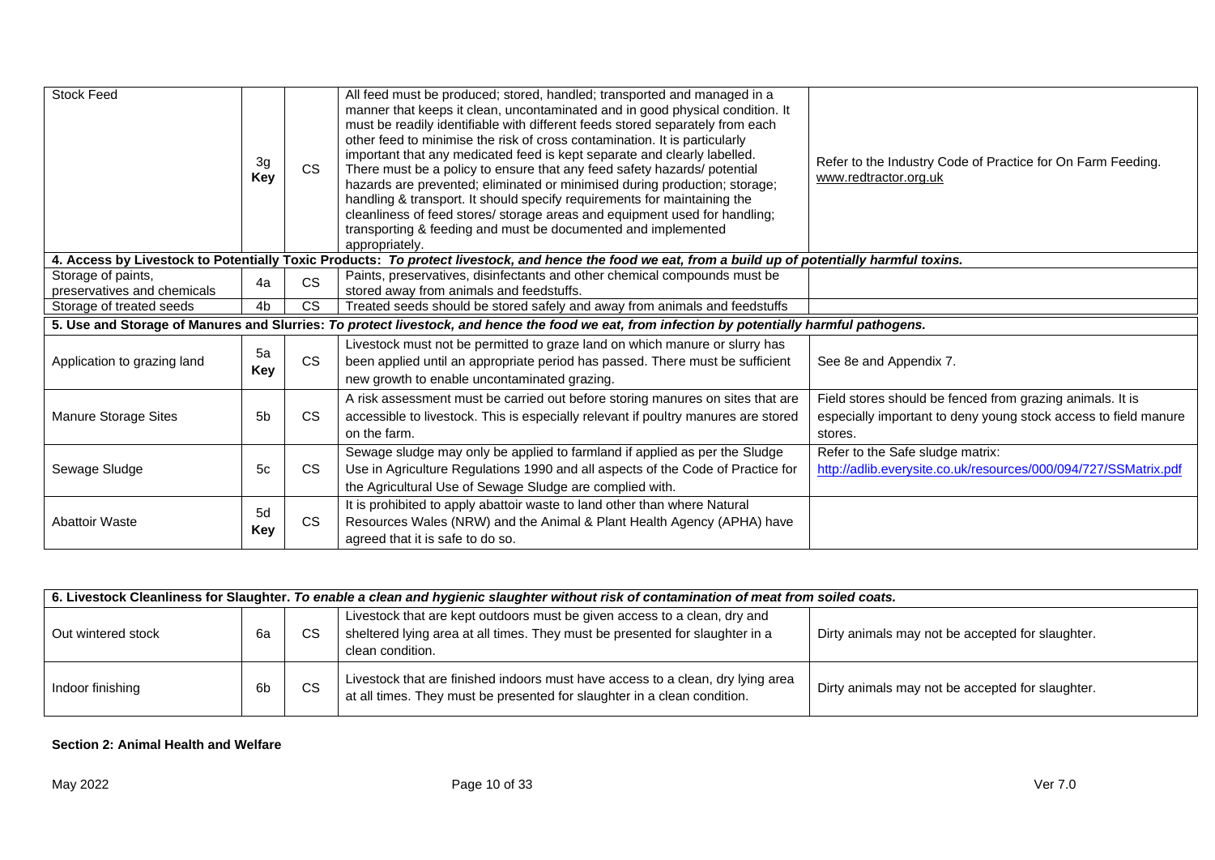| | | | | |
|---|---|---|---|---|
| Stock Feed | 3g **Key** | CS | All feed must be produced; stored, handled; transported and managed in a manner that keeps it clean, uncontaminated and in good physical condition. It must be readily identifiable with different feeds stored separately from each other feed to minimise the risk of cross contamination. It is particularly important that any medicated feed is kept separate and clearly labelled. There must be a policy to ensure that any feed safety hazards/ potential hazards are prevented; eliminated or minimised during production; storage; handling & transport. It should specify requirements for maintaining the cleanliness of feed stores/ storage areas and equipment used for handling; transporting & feeding and must be documented and implemented appropriately. | Refer to the Industry Code of Practice for On Farm Feeding. www.redtractor.org.uk |
| **4. Access by Livestock to Potentially Toxic Products:** ***To protect livestock, and hence the food we eat, from a build up of potentially harmful toxins.*** | | | | |
| Storage of paints, preservatives and chemicals | 4a | CS | Paints, preservatives, disinfectants and other chemical compounds must be stored away from animals and feedstuffs. | |
| Storage of treated seeds | 4b | CS | Treated seeds should be stored safely and away from animals and feedstuffs | |
| **5. Use and Storage of Manures and Slurries:** ***To protect livestock, and hence the food we eat, from infection by potentially harmful pathogens.*** | | | | |
| Application to grazing land | 5a **Key** | CS | Livestock must not be permitted to graze land on which manure or slurry has been applied until an appropriate period has passed. There must be sufficient new growth to enable uncontaminated grazing. | See 8e and Appendix 7. |
| Manure Storage Sites | 5b | CS | A risk assessment must be carried out before storing manures on sites that are accessible to livestock. This is especially relevant if poultry manures are stored on the farm. | Field stores should be fenced from grazing animals. It is especially important to deny young stock access to field manure stores. |
| Sewage Sludge | 5c | CS | Sewage sludge may only be applied to farmland if applied as per the Sludge Use in Agriculture Regulations 1990 and all aspects of the Code of Practice for the Agricultural Use of Sewage Sludge are complied with. | Refer to the Safe sludge matrix: http://adlib.everysite.co.uk/resources/000/094/727/SSMatrix.pdf |
| Abattoir Waste | 5d **Key** | CS | It is prohibited to apply abattoir waste to land other than where Natural Resources Wales (NRW) and the Animal & Plant Health Agency (APHA) have agreed that it is safe to do so. | |

| | | | | |
|---|---|---|---|---|
| **6. Livestock Cleanliness for Slaughter.** ***To enable a clean and hygienic slaughter without risk of contamination of meat from soiled coats.*** | | | | |
| Out wintered stock | 6a | CS | Livestock that are kept outdoors must be given access to a clean, dry and sheltered lying area at all times. They must be presented for slaughter in a clean condition. | Dirty animals may not be accepted for slaughter. |
| Indoor finishing | 6b | CS | Livestock that are finished indoors must have access to a clean, dry lying area at all times. They must be presented for slaughter in a clean condition. | Dirty animals may not be accepted for slaughter. |

**Section 2: Animal Health and Welfare**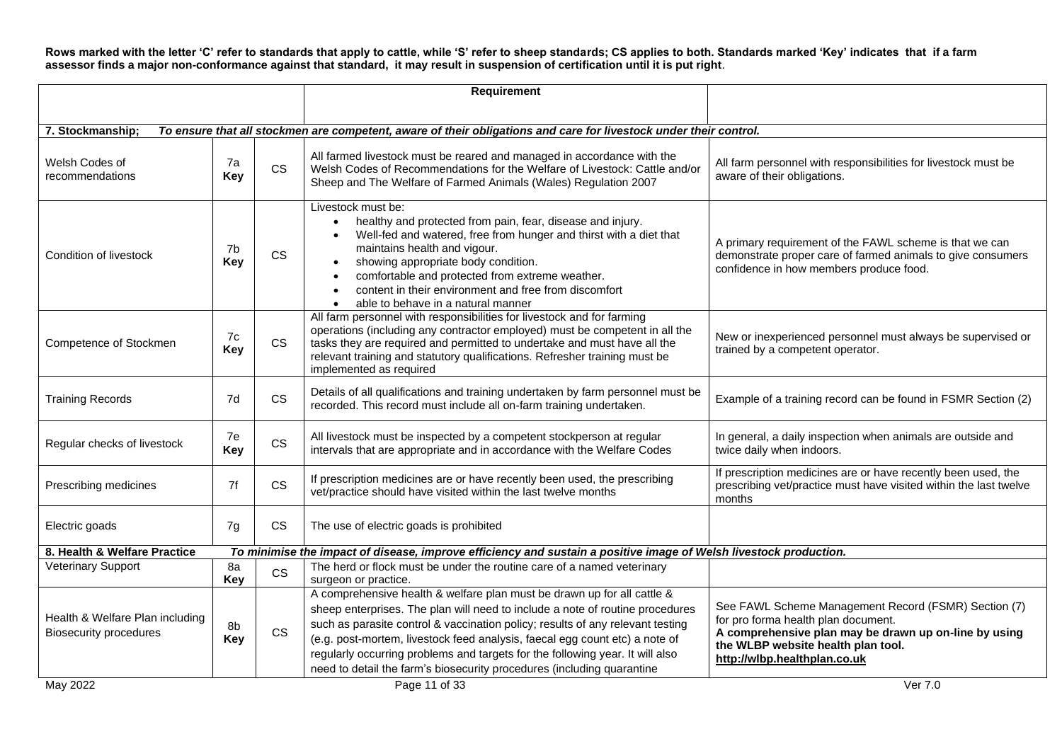**Rows marked with the letter 'C' refer to standards that apply to cattle, while 'S' refer to sheep standards; CS applies to both. Standards marked 'Key' indicates that if a farm assessor finds a major non-conformance against that standard, it may result in suspension of certification until it is put right**.

| | | | Requirement | |
|---|---|---|---|---|
| **7. Stockmanship;** | ***To ensure that all stockmen are competent, aware of their obligations and care for livestock under their control.*** | | | |
| Welsh Codes of recommendations | 7a **Key** | CS | All farmed livestock must be reared and managed in accordance with the Welsh Codes of Recommendations for the Welfare of Livestock: Cattle and/or Sheep and The Welfare of Farmed Animals (Wales) Regulation 2007 | All farm personnel with responsibilities for livestock must be aware of their obligations. |
| Condition of livestock | 7b **Key** | CS | Livestock must be:<br>• healthy and protected from pain, fear, disease and injury.<br>• Well-fed and watered, free from hunger and thirst with a diet that maintains health and vigour.<br>• showing appropriate body condition.<br>• comfortable and protected from extreme weather.<br>• content in their environment and free from discomfort<br>• able to behave in a natural manner | A primary requirement of the FAWL scheme is that we can demonstrate proper care of farmed animals to give consumers confidence in how members produce food. |
| Competence of Stockmen | 7c **Key** | CS | All farm personnel with responsibilities for livestock and for farming operations (including any contractor employed) must be competent in all the tasks they are required and permitted to undertake and must have all the relevant training and statutory qualifications. Refresher training must be implemented as required | New or inexperienced personnel must always be supervised or trained by a competent operator. |
| Training Records | 7d | CS | Details of all qualifications and training undertaken by farm personnel must be recorded. This record must include all on-farm training undertaken. | Example of a training record can be found in FSMR Section (2) |
| Regular checks of livestock | 7e **Key** | CS | All livestock must be inspected by a competent stockperson at regular intervals that are appropriate and in accordance with the Welfare Codes | In general, a daily inspection when animals are outside and twice daily when indoors. |
| Prescribing medicines | 7f | CS | If prescription medicines are or have recently been used, the prescribing vet/practice should have visited within the last twelve months | If prescription medicines are or have recently been used, the prescribing vet/practice must have visited within the last twelve months |
| Electric goads | 7g | CS | The use of electric goads is prohibited | |
| **8. Health & Welfare Practice** | ***To minimise the impact of disease, improve efficiency and sustain a positive image of Welsh livestock production.*** | | | |
| Veterinary Support | 8a **Key** | CS | The herd or flock must be under the routine care of a named veterinary surgeon or practice. | |
| Health & Welfare Plan including Biosecurity procedures | 8b **Key** | CS | A comprehensive health & welfare plan must be drawn up for all cattle & sheep enterprises. The plan will need to include a note of routine procedures such as parasite control & vaccination policy; results of any relevant testing (e.g. post-mortem, livestock feed analysis, faecal egg count etc) a note of regularly occurring problems and targets for the following year. It will also need to detail the farm's biosecurity procedures (including quarantine | See FAWL Scheme Management Record (FSMR) Section (7) for pro forma health plan document.<br>**A comprehensive plan may be drawn up on-line by using the WLBP website health plan tool. http://wlbp.healthplan.co.uk** |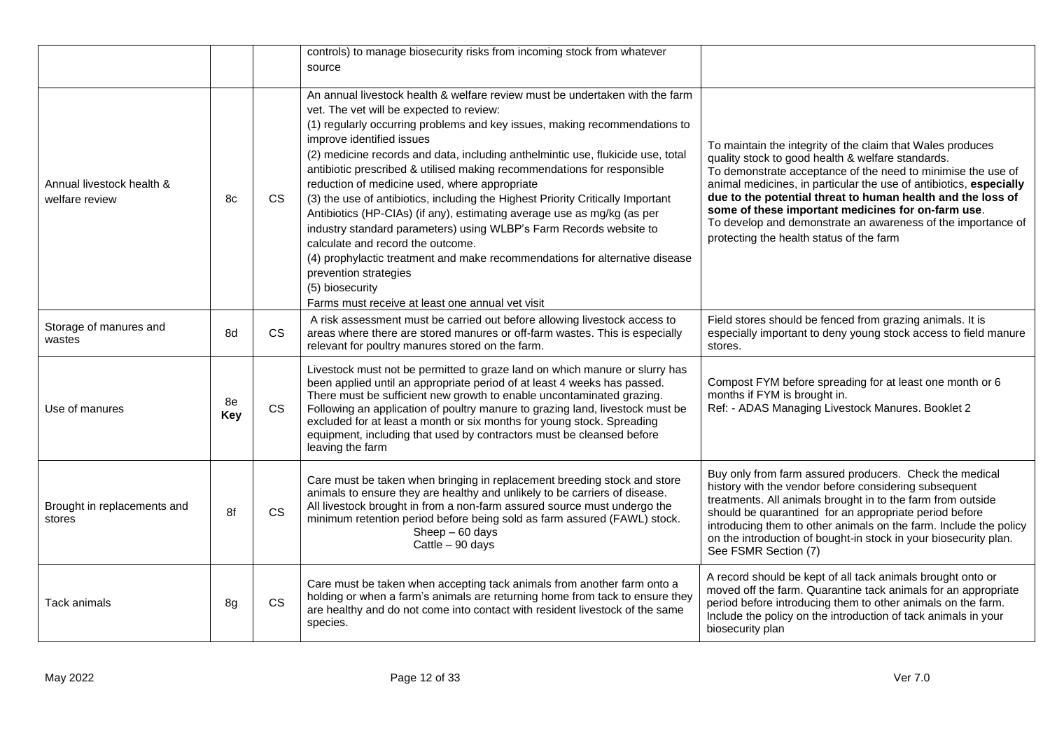| | | | | |
|---|---|---|---|---|
| | | | controls) to manage biosecurity risks from incoming stock from whatever source | |
| Annual livestock health & welfare review | 8c | CS | An annual livestock health & welfare review must be undertaken with the farm vet. The vet will be expected to review:<br>(1) regularly occurring problems and key issues, making recommendations to improve identified issues<br>(2) medicine records and data, including anthelmintic use, flukicide use, total antibiotic prescribed & utilised making recommendations for responsible reduction of medicine used, where appropriate<br>(3) the use of antibiotics, including the Highest Priority Critically Important Antibiotics (HP-CIAs) (if any), estimating average use as mg/kg (as per industry standard parameters) using WLBP's Farm Records website to calculate and record the outcome.<br>(4) prophylactic treatment and make recommendations for alternative disease prevention strategies<br>(5) biosecurity<br>Farms must receive at least one annual vet visit | To maintain the integrity of the claim that Wales produces quality stock to good health & welfare standards.<br>To demonstrate acceptance of the need to minimise the use of animal medicines, in particular the use of antibiotics, **especially due to the potential threat to human health and the loss of some of these important medicines for on-farm use**.<br>To develop and demonstrate an awareness of the importance of protecting the health status of the farm |
| Storage of manures and wastes | 8d | CS | A risk assessment must be carried out before allowing livestock access to areas where there are stored manures or off-farm wastes. This is especially relevant for poultry manures stored on the farm. | Field stores should be fenced from grazing animals. It is especially important to deny young stock access to field manure stores. |
| Use of manures | 8e **Key** | CS | Livestock must not be permitted to graze land on which manure or slurry has been applied until an appropriate period of at least 4 weeks has passed. There must be sufficient new growth to enable uncontaminated grazing. Following an application of poultry manure to grazing land, livestock must be excluded for at least a month or six months for young stock. Spreading equipment, including that used by contractors must be cleansed before leaving the farm | Compost FYM before spreading for at least one month or 6 months if FYM is brought in.<br>Ref: - ADAS Managing Livestock Manures. Booklet 2 |
| Brought in replacements and stores | 8f | CS | Care must be taken when bringing in replacement breeding stock and store animals to ensure they are healthy and unlikely to be carriers of disease.<br>All livestock brought in from a non-farm assured source must undergo the minimum retention period before being sold as farm assured (FAWL) stock.<br>Sheep – 60 days<br>Cattle – 90 days | Buy only from farm assured producers. Check the medical history with the vendor before considering subsequent treatments. All animals brought in to the farm from outside should be quarantined for an appropriate period before introducing them to other animals on the farm. Include the policy on the introduction of bought-in stock in your biosecurity plan. See FSMR Section (7) |
| Tack animals | 8g | CS | Care must be taken when accepting tack animals from another farm onto a holding or when a farm's animals are returning home from tack to ensure they are healthy and do not come into contact with resident livestock of the same species. | A record should be kept of all tack animals brought onto or moved off the farm. Quarantine tack animals for an appropriate period before introducing them to other animals on the farm. Include the policy on the introduction of tack animals in your biosecurity plan |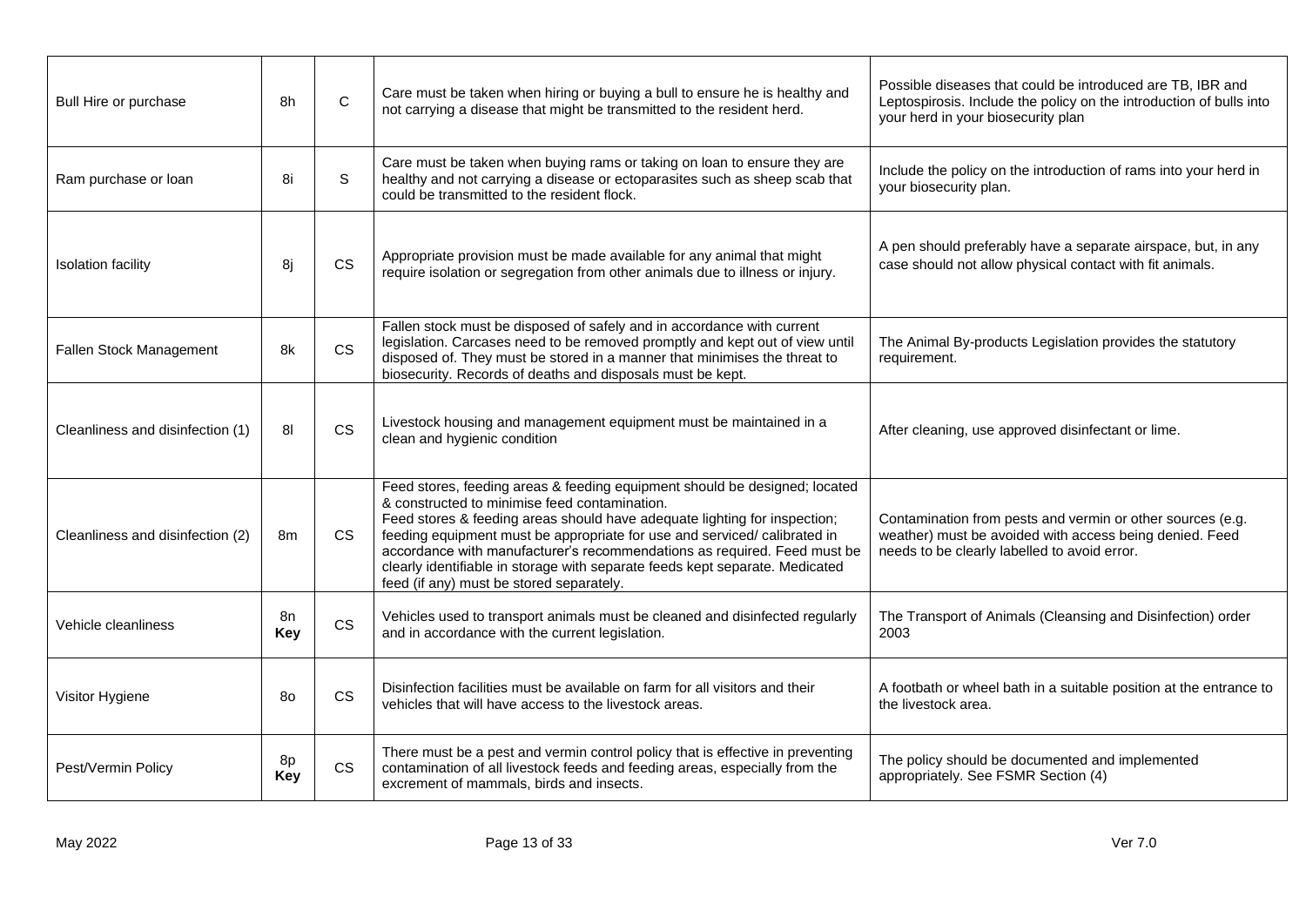| | | | | |
|---|---|---|---|---|
| Bull Hire or purchase | 8h | C | Care must be taken when hiring or buying a bull to ensure he is healthy and not carrying a disease that might be transmitted to the resident herd. | Possible diseases that could be introduced are TB, IBR and Leptospirosis. Include the policy on the introduction of bulls into your herd in your biosecurity plan |
| Ram purchase or loan | 8i | S | Care must be taken when buying rams or taking on loan to ensure they are healthy and not carrying a disease or ectoparasites such as sheep scab that could be transmitted to the resident flock. | Include the policy on the introduction of rams into your herd in your biosecurity plan. |
| Isolation facility | 8j | CS | Appropriate provision must be made available for any animal that might require isolation or segregation from other animals due to illness or injury. | A pen should preferably have a separate airspace, but, in any case should not allow physical contact with fit animals. |
| Fallen Stock Management | 8k | CS | Fallen stock must be disposed of safely and in accordance with current legislation. Carcases need to be removed promptly and kept out of view until disposed of. They must be stored in a manner that minimises the threat to biosecurity. Records of deaths and disposals must be kept. | The Animal By-products Legislation provides the statutory requirement. |
| Cleanliness and disinfection (1) | 8l | CS | Livestock housing and management equipment must be maintained in a clean and hygienic condition | After cleaning, use approved disinfectant or lime. |
| Cleanliness and disinfection (2) | 8m | CS | Feed stores, feeding areas & feeding equipment should be designed; located & constructed to minimise feed contamination.<br>Feed stores & feeding areas should have adequate lighting for inspection; feeding equipment must be appropriate for use and serviced/ calibrated in accordance with manufacturer's recommendations as required. Feed must be clearly identifiable in storage with separate feeds kept separate. Medicated feed (if any) must be stored separately. | Contamination from pests and vermin or other sources (e.g. weather) must be avoided with access being denied. Feed needs to be clearly labelled to avoid error. |
| Vehicle cleanliness | 8n **Key** | CS | Vehicles used to transport animals must be cleaned and disinfected regularly and in accordance with the current legislation. | The Transport of Animals (Cleansing and Disinfection) order 2003 |
| Visitor Hygiene | 8o | CS | Disinfection facilities must be available on farm for all visitors and their vehicles that will have access to the livestock areas. | A footbath or wheel bath in a suitable position at the entrance to the livestock area. |
| Pest/Vermin Policy | 8p **Key** | CS | There must be a pest and vermin control policy that is effective in preventing contamination of all livestock feeds and feeding areas, especially from the excrement of mammals, birds and insects. | The policy should be documented and implemented appropriately. See FSMR Section (4) |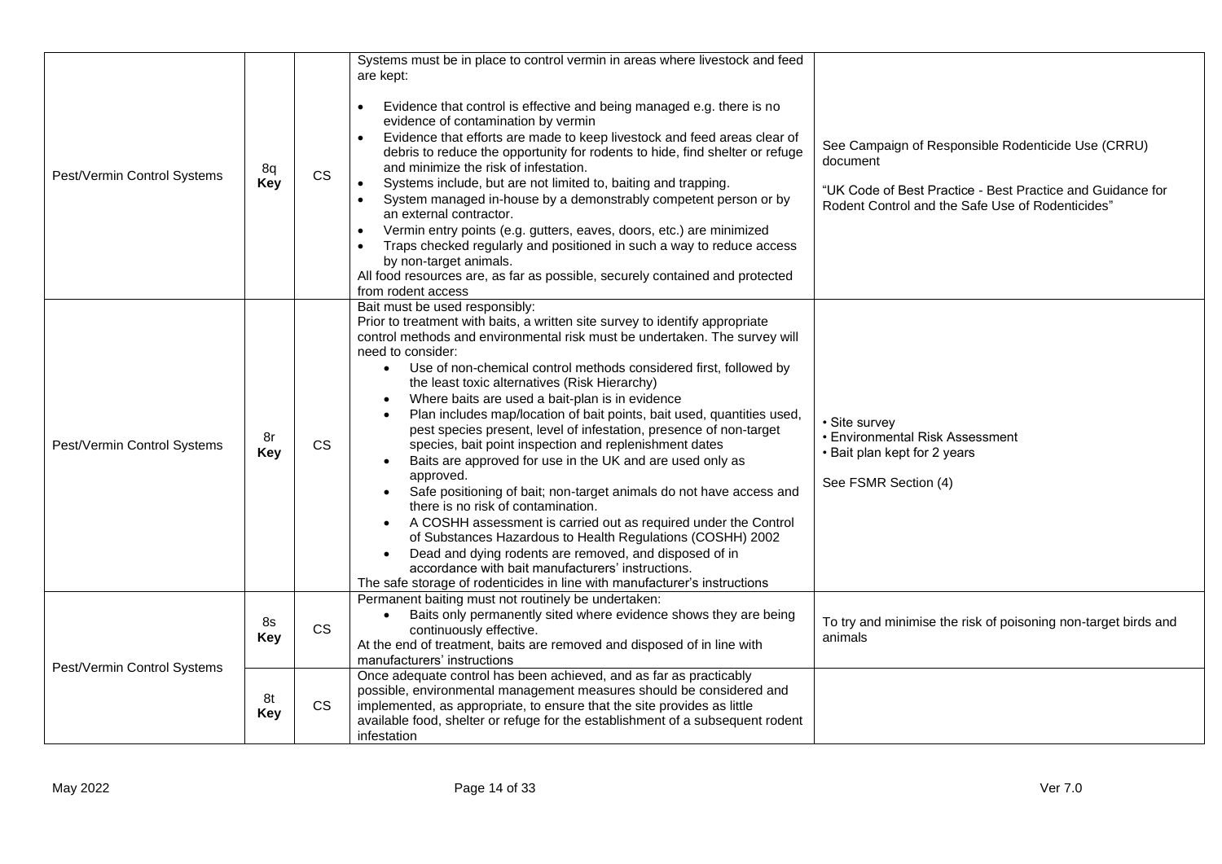| | | | | |
|---|---|---|---|---|
| Pest/Vermin Control Systems | 8q **Key** | CS | Systems must be in place to control vermin in areas where livestock and feed are kept:<br><br>• Evidence that control is effective and being managed e.g. there is no evidence of contamination by vermin<br>• Evidence that efforts are made to keep livestock and feed areas clear of debris to reduce the opportunity for rodents to hide, find shelter or refuge and minimize the risk of infestation.<br>• Systems include, but are not limited to, baiting and trapping.<br>• System managed in-house by a demonstrably competent person or by an external contractor.<br>• Vermin entry points (e.g. gutters, eaves, doors, etc.) are minimized<br>• Traps checked regularly and positioned in such a way to reduce access by non-target animals.<br>All food resources are, as far as possible, securely contained and protected from rodent access | See Campaign of Responsible Rodenticide Use (CRRU) document<br><br>"UK Code of Best Practice - Best Practice and Guidance for Rodent Control and the Safe Use of Rodenticides" |
| Pest/Vermin Control Systems | 8r **Key** | CS | Bait must be used responsibly:<br>Prior to treatment with baits, a written site survey to identify appropriate control methods and environmental risk must be undertaken. The survey will need to consider:<br>• Use of non-chemical control methods considered first, followed by the least toxic alternatives (Risk Hierarchy)<br>• Where baits are used a bait-plan is in evidence<br>• Plan includes map/location of bait points, bait used, quantities used, pest species present, level of infestation, presence of non-target species, bait point inspection and replenishment dates<br>• Baits are approved for use in the UK and are used only as approved.<br>• Safe positioning of bait; non-target animals do not have access and there is no risk of contamination.<br>• A COSHH assessment is carried out as required under the Control of Substances Hazardous to Health Regulations (COSHH) 2002<br>• Dead and dying rodents are removed, and disposed of in accordance with bait manufacturers' instructions.<br>The safe storage of rodenticides in line with manufacturer's instructions | • Site survey<br>• Environmental Risk Assessment<br>• Bait plan kept for 2 years<br><br>See FSMR Section (4) |
| Pest/Vermin Control Systems | 8s **Key** | CS | Permanent baiting must not routinely be undertaken:<br>• Baits only permanently sited where evidence shows they are being continuously effective.<br>At the end of treatment, baits are removed and disposed of in line with manufacturers' instructions | To try and minimise the risk of poisoning non-target birds and animals |
| | 8t **Key** | CS | Once adequate control has been achieved, and as far as practicably possible, environmental management measures should be considered and implemented, as appropriate, to ensure that the site provides as little available food, shelter or refuge for the establishment of a subsequent rodent infestation | |

May 2022 | Ver 7.0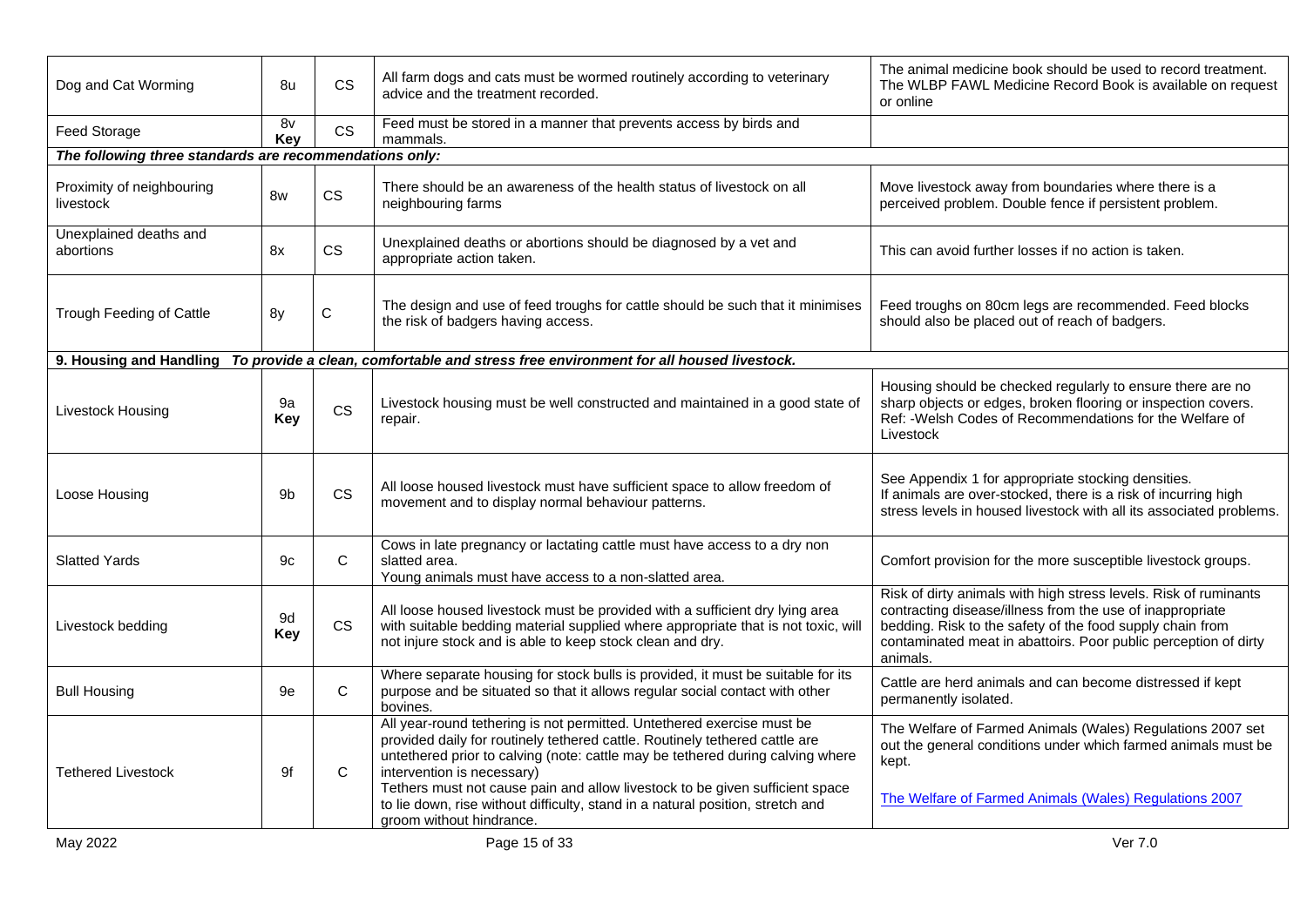| | | | | |
|---|---|---|---|---|
| Dog and Cat Worming | 8u | CS | All farm dogs and cats must be wormed routinely according to veterinary advice and the treatment recorded. | The animal medicine book should be used to record treatment. The WLBP FAWL Medicine Record Book is available on request or online |
| Feed Storage | 8v **Key** | CS | Feed must be stored in a manner that prevents access by birds and mammals. | |
| ***The following three standards are recommendations only:*** | | | | |
| Proximity of neighbouring livestock | 8w | CS | There should be an awareness of the health status of livestock on all neighbouring farms | Move livestock away from boundaries where there is a perceived problem. Double fence if persistent problem. |
| Unexplained deaths and abortions | 8x | CS | Unexplained deaths or abortions should be diagnosed by a vet and appropriate action taken. | This can avoid further losses if no action is taken. |
| Trough Feeding of Cattle | 8y | C | The design and use of feed troughs for cattle should be such that it minimises the risk of badgers having access. | Feed troughs on 80cm legs are recommended. Feed blocks should also be placed out of reach of badgers. |
| **9. Housing and Handling** ***To provide a clean, comfortable and stress free environment for all housed livestock.*** | | | | |
| Livestock Housing | 9a **Key** | CS | Livestock housing must be well constructed and maintained in a good state of repair. | Housing should be checked regularly to ensure there are no sharp objects or edges, broken flooring or inspection covers. Ref: -Welsh Codes of Recommendations for the Welfare of Livestock |
| Loose Housing | 9b | CS | All loose housed livestock must have sufficient space to allow freedom of movement and to display normal behaviour patterns. | See Appendix 1 for appropriate stocking densities. If animals are over-stocked, there is a risk of incurring high stress levels in housed livestock with all its associated problems. |
| Slatted Yards | 9c | C | Cows in late pregnancy or lactating cattle must have access to a dry non slatted area. Young animals must have access to a non-slatted area. | Comfort provision for the more susceptible livestock groups. |
| Livestock bedding | 9d **Key** | CS | All loose housed livestock must be provided with a sufficient dry lying area with suitable bedding material supplied where appropriate that is not toxic, will not injure stock and is able to keep stock clean and dry. | Risk of dirty animals with high stress levels. Risk of ruminants contracting disease/illness from the use of inappropriate bedding. Risk to the safety of the food supply chain from contaminated meat in abattoirs. Poor public perception of dirty animals. |
| Bull Housing | 9e | C | Where separate housing for stock bulls is provided, it must be suitable for its purpose and be situated so that it allows regular social contact with other bovines. | Cattle are herd animals and can become distressed if kept permanently isolated. |
| Tethered Livestock | 9f | C | All year-round tethering is not permitted. Untethered exercise must be provided daily for routinely tethered cattle. Routinely tethered cattle are untethered prior to calving (note: cattle may be tethered during calving where intervention is necessary) Tethers must not cause pain and allow livestock to be given sufficient space to lie down, rise without difficulty, stand in a natural position, stretch and groom without hindrance. | The Welfare of Farmed Animals (Wales) Regulations 2007 set out the general conditions under which farmed animals must be kept. The Welfare of Farmed Animals (Wales) Regulations 2007 |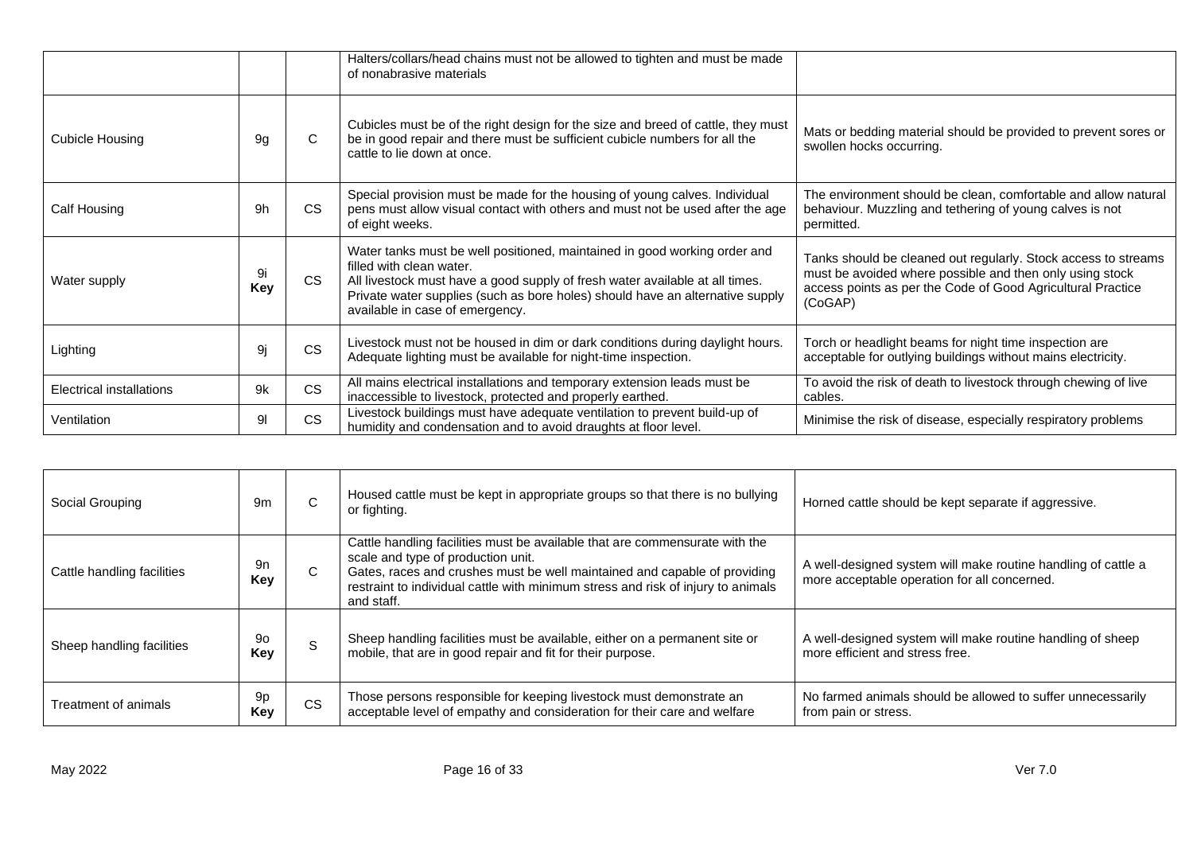| | | | | |
|---|---|---|---|---|
| | | | Halters/collars/head chains must not be allowed to tighten and must be made of nonabrasive materials | |
| Cubicle Housing | 9g | C | Cubicles must be of the right design for the size and breed of cattle, they must be in good repair and there must be sufficient cubicle numbers for all the cattle to lie down at once. | Mats or bedding material should be provided to prevent sores or swollen hocks occurring. |
| Calf Housing | 9h | CS | Special provision must be made for the housing of young calves. Individual pens must allow visual contact with others and must not be used after the age of eight weeks. | The environment should be clean, comfortable and allow natural behaviour. Muzzling and tethering of young calves is not permitted. |
| Water supply | 9i **Key** | CS | Water tanks must be well positioned, maintained in good working order and filled with clean water.<br>All livestock must have a good supply of fresh water available at all times.<br>Private water supplies (such as bore holes) should have an alternative supply available in case of emergency. | Tanks should be cleaned out regularly. Stock access to streams must be avoided where possible and then only using stock access points as per the Code of Good Agricultural Practice (CoGAP) |
| Lighting | 9j | CS | Livestock must not be housed in dim or dark conditions during daylight hours. Adequate lighting must be available for night-time inspection. | Torch or headlight beams for night time inspection are acceptable for outlying buildings without mains electricity. |
| Electrical installations | 9k | CS | All mains electrical installations and temporary extension leads must be inaccessible to livestock, protected and properly earthed. | To avoid the risk of death to livestock through chewing of live cables. |
| Ventilation | 9l | CS | Livestock buildings must have adequate ventilation to prevent build-up of humidity and condensation and to avoid draughts at floor level. | Minimise the risk of disease, especially respiratory problems |
| Social Grouping | 9m | C | Housed cattle must be kept in appropriate groups so that there is no bullying or fighting. | Horned cattle should be kept separate if aggressive. |
| Cattle handling facilities | 9n **Key** | C | Cattle handling facilities must be available that are commensurate with the scale and type of production unit.<br>Gates, races and crushes must be well maintained and capable of providing restraint to individual cattle with minimum stress and risk of injury to animals and staff. | A well-designed system will make routine handling of cattle a more acceptable operation for all concerned. |
| Sheep handling facilities | 9o **Key** | S | Sheep handling facilities must be available, either on a permanent site or mobile, that are in good repair and fit for their purpose. | A well-designed system will make routine handling of sheep more efficient and stress free. |
| Treatment of animals | 9p **Key** | CS | Those persons responsible for keeping livestock must demonstrate an acceptable level of empathy and consideration for their care and welfare | No farmed animals should be allowed to suffer unnecessarily from pain or stress. |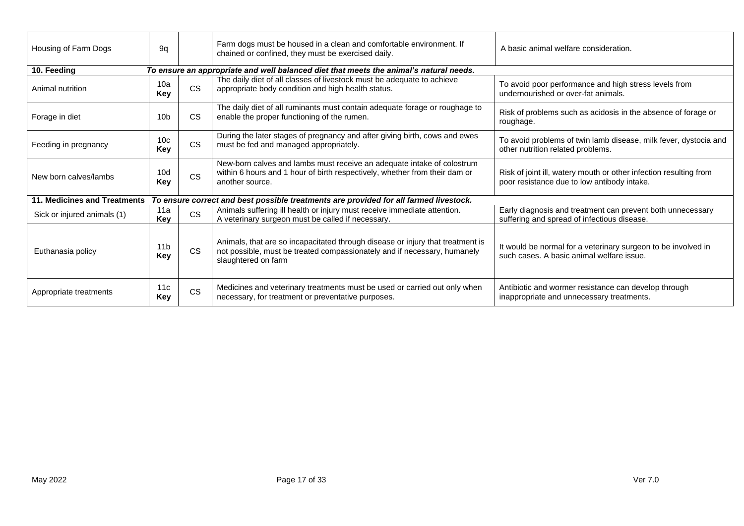| | | | | |
|---|---|---|---|---|
| Housing of Farm Dogs | 9q | | Farm dogs must be housed in a clean and comfortable environment. If chained or confined, they must be exercised daily. | A basic animal welfare consideration. |
| **10. Feeding** | ***To ensure an appropriate and well balanced diet that meets the animal's natural needs.*** | | | |
| Animal nutrition | 10a **Key** | CS | The daily diet of all classes of livestock must be adequate to achieve appropriate body condition and high health status. | To avoid poor performance and high stress levels from undernourished or over-fat animals. |
| Forage in diet | 10b | CS | The daily diet of all ruminants must contain adequate forage or roughage to enable the proper functioning of the rumen. | Risk of problems such as acidosis in the absence of forage or roughage. |
| Feeding in pregnancy | 10c **Key** | CS | During the later stages of pregnancy and after giving birth, cows and ewes must be fed and managed appropriately. | To avoid problems of twin lamb disease, milk fever, dystocia and other nutrition related problems. |
| New born calves/lambs | 10d **Key** | CS | New-born calves and lambs must receive an adequate intake of colostrum within 6 hours and 1 hour of birth respectively, whether from their dam or another source. | Risk of joint ill, watery mouth or other infection resulting from poor resistance due to low antibody intake. |
| **11. Medicines and Treatments** | ***To ensure correct and best possible treatments are provided for all farmed livestock.*** | | | |
| Sick or injured animals (1) | 11a **Key** | CS | Animals suffering ill health or injury must receive immediate attention. A veterinary surgeon must be called if necessary. | Early diagnosis and treatment can prevent both unnecessary suffering and spread of infectious disease. |
| Euthanasia policy | 11b **Key** | CS | Animals, that are so incapacitated through disease or injury that treatment is not possible, must be treated compassionately and if necessary, humanely slaughtered on farm | It would be normal for a veterinary surgeon to be involved in such cases. A basic animal welfare issue. |
| Appropriate treatments | 11c **Key** | CS | Medicines and veterinary treatments must be used or carried out only when necessary, for treatment or preventative purposes. | Antibiotic and wormer resistance can develop through inappropriate and unnecessary treatments. |

May 2022 | Ver 7.0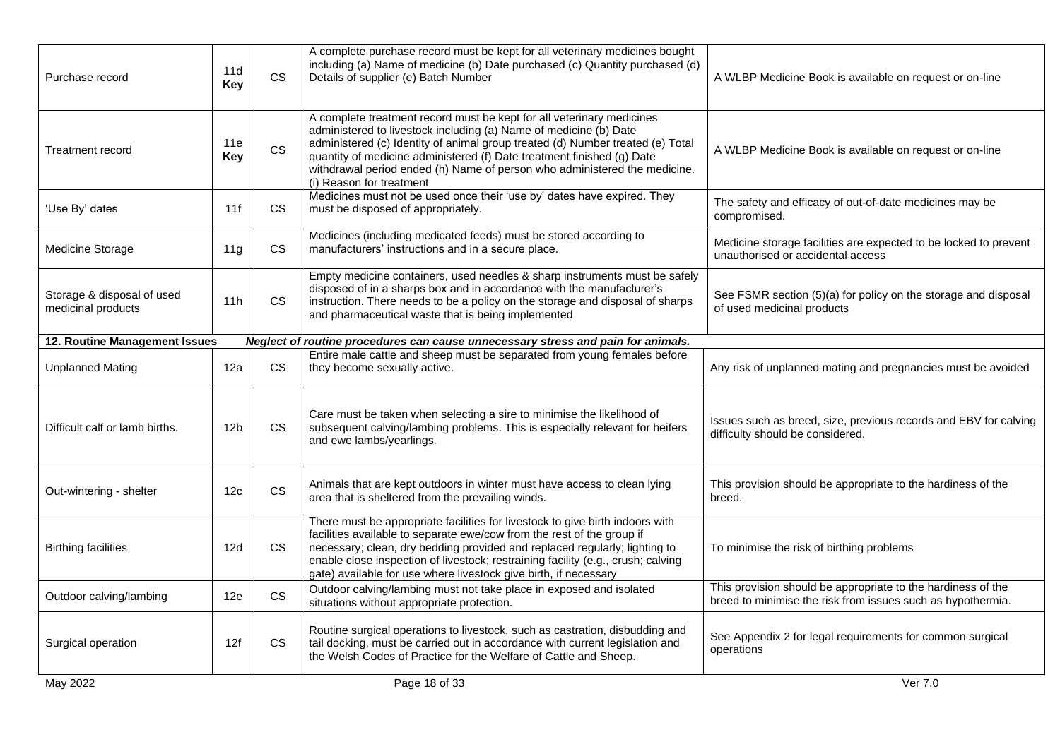| | | | | |
|---|---|---|---|---|
| Purchase record | 11d **Key** | CS | A complete purchase record must be kept for all veterinary medicines bought including (a) Name of medicine (b) Date purchased (c) Quantity purchased (d) Details of supplier (e) Batch Number | A WLBP Medicine Book is available on request or on-line |
| Treatment record | 11e **Key** | CS | A complete treatment record must be kept for all veterinary medicines administered to livestock including (a) Name of medicine (b) Date administered (c) Identity of animal group treated (d) Number treated (e) Total quantity of medicine administered (f) Date treatment finished (g) Date withdrawal period ended (h) Name of person who administered the medicine. (i) Reason for treatment | A WLBP Medicine Book is available on request or on-line |
| 'Use By' dates | 11f | CS | Medicines must not be used once their 'use by' dates have expired. They must be disposed of appropriately. | The safety and efficacy of out-of-date medicines may be compromised. |
| Medicine Storage | 11g | CS | Medicines (including medicated feeds) must be stored according to manufacturers' instructions and in a secure place. | Medicine storage facilities are expected to be locked to prevent unauthorised or accidental access |
| Storage & disposal of used medicinal products | 11h | CS | Empty medicine containers, used needles & sharp instruments must be safely disposed of in a sharps box and in accordance with the manufacturer's instruction. There needs to be a policy on the storage and disposal of sharps and pharmaceutical waste that is being implemented | See FSMR section (5)(a) for policy on the storage and disposal of used medicinal products |
| **12. Routine Management Issues** | | | ***Neglect of routine procedures can cause unnecessary stress and pain for animals.*** | |
| Unplanned Mating | 12a | CS | Entire male cattle and sheep must be separated from young females before they become sexually active. | Any risk of unplanned mating and pregnancies must be avoided |
| Difficult calf or lamb births. | 12b | CS | Care must be taken when selecting a sire to minimise the likelihood of subsequent calving/lambing problems. This is especially relevant for heifers and ewe lambs/yearlings. | Issues such as breed, size, previous records and EBV for calving difficulty should be considered. |
| Out-wintering - shelter | 12c | CS | Animals that are kept outdoors in winter must have access to clean lying area that is sheltered from the prevailing winds. | This provision should be appropriate to the hardiness of the breed. |
| Birthing facilities | 12d | CS | There must be appropriate facilities for livestock to give birth indoors with facilities available to separate ewe/cow from the rest of the group if necessary; clean, dry bedding provided and replaced regularly; lighting to enable close inspection of livestock; restraining facility (e.g., crush; calving gate) available for use where livestock give birth, if necessary | To minimise the risk of birthing problems |
| Outdoor calving/lambing | 12e | CS | Outdoor calving/lambing must not take place in exposed and isolated situations without appropriate protection. | This provision should be appropriate to the hardiness of the breed to minimise the risk from issues such as hypothermia. |
| Surgical operation | 12f | CS | Routine surgical operations to livestock, such as castration, disbudding and tail docking, must be carried out in accordance with current legislation and the Welsh Codes of Practice for the Welfare of Cattle and Sheep. | See Appendix 2 for legal requirements for common surgical operations |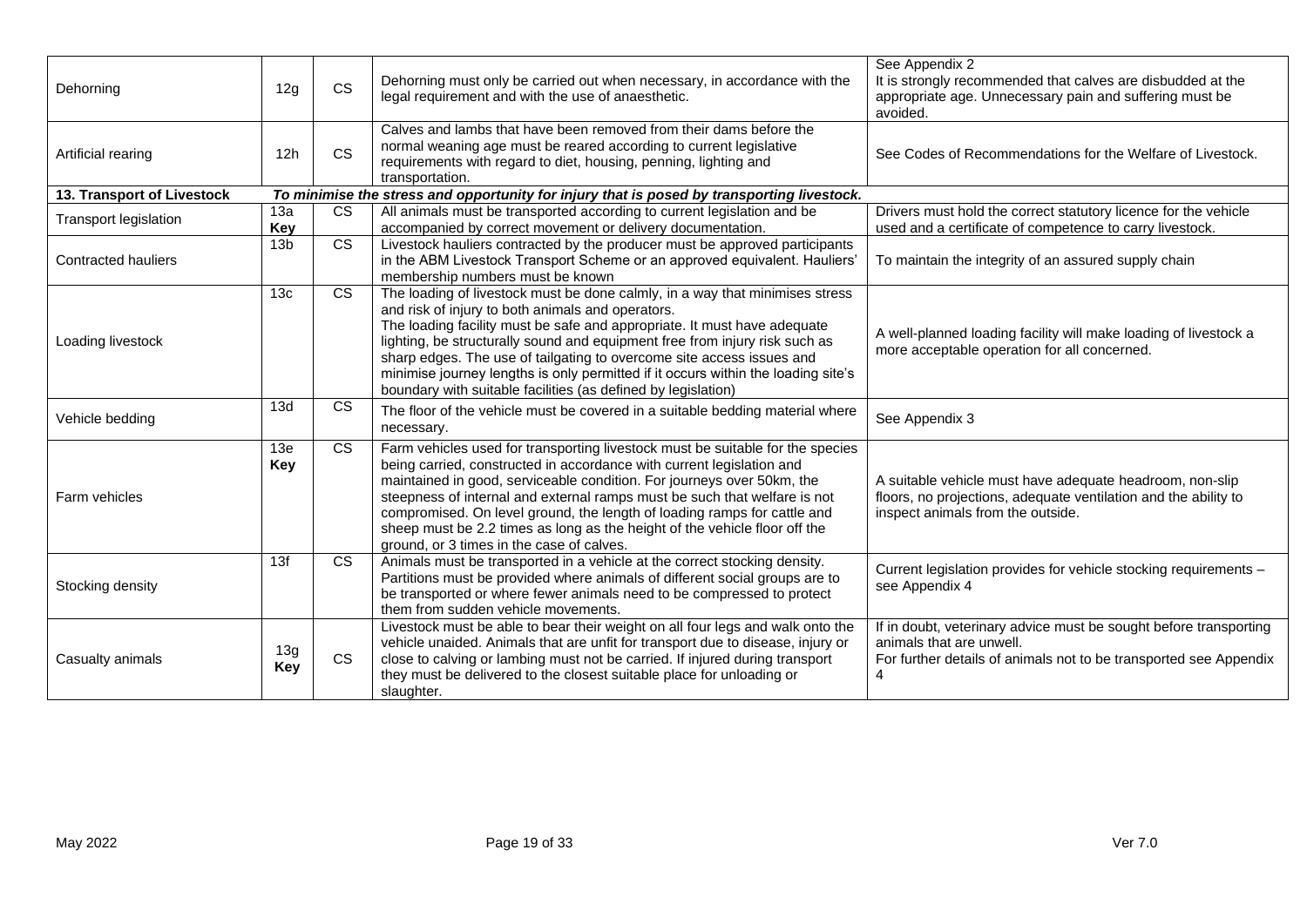| | | | | |
|---|---|---|---|---|
| Dehorning | 12g | CS | Dehorning must only be carried out when necessary, in accordance with the legal requirement and with the use of anaesthetic. | See Appendix 2<br>It is strongly recommended that calves are disbudded at the appropriate age. Unnecessary pain and suffering must be avoided. |
| Artificial rearing | 12h | CS | Calves and lambs that have been removed from their dams before the normal weaning age must be reared according to current legislative requirements with regard to diet, housing, penning, lighting and transportation. | See Codes of Recommendations for the Welfare of Livestock. |
| **13. Transport of Livestock** | ***To minimise the stress and opportunity for injury that is posed by transporting livestock.*** | | | |
| Transport legislation | 13a<br>**Key** | CS | All animals must be transported according to current legislation and be accompanied by correct movement or delivery documentation. | Drivers must hold the correct statutory licence for the vehicle used and a certificate of competence to carry livestock. |
| Contracted hauliers | 13b | CS | Livestock hauliers contracted by the producer must be approved participants in the ABM Livestock Transport Scheme or an approved equivalent. Hauliers' membership numbers must be known | To maintain the integrity of an assured supply chain |
| Loading livestock | 13c | CS | The loading of livestock must be done calmly, in a way that minimises stress and risk of injury to both animals and operators.<br>The loading facility must be safe and appropriate. It must have adequate lighting, be structurally sound and equipment free from injury risk such as sharp edges. The use of tailgating to overcome site access issues and minimise journey lengths is only permitted if it occurs within the loading site's boundary with suitable facilities (as defined by legislation) | A well-planned loading facility will make loading of livestock a more acceptable operation for all concerned. |
| Vehicle bedding | 13d | CS | The floor of the vehicle must be covered in a suitable bedding material where necessary. | See Appendix 3 |
| Farm vehicles | 13e<br>**Key** | CS | Farm vehicles used for transporting livestock must be suitable for the species being carried, constructed in accordance with current legislation and maintained in good, serviceable condition. For journeys over 50km, the steepness of internal and external ramps must be such that welfare is not compromised. On level ground, the length of loading ramps for cattle and sheep must be 2.2 times as long as the height of the vehicle floor off the ground, or 3 times in the case of calves. | A suitable vehicle must have adequate headroom, non-slip floors, no projections, adequate ventilation and the ability to inspect animals from the outside. |
| Stocking density | 13f | CS | Animals must be transported in a vehicle at the correct stocking density. Partitions must be provided where animals of different social groups are to be transported or where fewer animals need to be compressed to protect them from sudden vehicle movements. | Current legislation provides for vehicle stocking requirements – see Appendix 4 |
| Casualty animals | 13g<br>**Key** | CS | Livestock must be able to bear their weight on all four legs and walk onto the vehicle unaided. Animals that are unfit for transport due to disease, injury or close to calving or lambing must not be carried. If injured during transport they must be delivered to the closest suitable place for unloading or slaughter. | If in doubt, veterinary advice must be sought before transporting animals that are unwell.<br>For further details of animals not to be transported see Appendix 4 |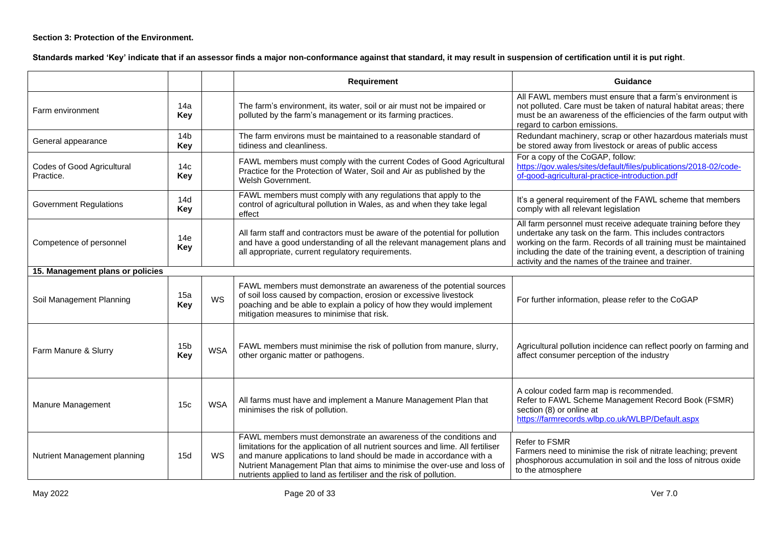**Section 3: Protection of the Environment.**

**Standards marked 'Key' indicate that if an assessor finds a major non-conformance against that standard, it may result in suspension of certification until it is put right**.

| | | | **Requirement** | **Guidance** |
|---|---|---|---|---|
| Farm environment | 14a **Key** | | The farm's environment, its water, soil or air must not be impaired or polluted by the farm's management or its farming practices. | All FAWL members must ensure that a farm's environment is not polluted. Care must be taken of natural habitat areas; there must be an awareness of the efficiencies of the farm output with regard to carbon emissions. |
| General appearance | 14b **Key** | | The farm environs must be maintained to a reasonable standard of tidiness and cleanliness. | Redundant machinery, scrap or other hazardous materials must be stored away from livestock or areas of public access |
| Codes of Good Agricultural Practice. | 14c **Key** | | FAWL members must comply with the current Codes of Good Agricultural Practice for the Protection of Water, Soil and Air as published by the Welsh Government. | For a copy of the CoGAP, follow: https://gov.wales/sites/default/files/publications/2018-02/code-of-good-agricultural-practice-introduction.pdf |
| Government Regulations | 14d **Key** | | FAWL members must comply with any regulations that apply to the control of agricultural pollution in Wales, as and when they take legal effect | It's a general requirement of the FAWL scheme that members comply with all relevant legislation |
| Competence of personnel | 14e **Key** | | All farm staff and contractors must be aware of the potential for pollution and have a good understanding of all the relevant management plans and all appropriate, current regulatory requirements. | All farm personnel must receive adequate training before they undertake any task on the farm. This includes contractors working on the farm. Records of all training must be maintained including the date of the training event, a description of training activity and the names of the trainee and trainer. |
| **15. Management plans or policies** | | | | |
| Soil Management Planning | 15a **Key** | WS | FAWL members must demonstrate an awareness of the potential sources of soil loss caused by compaction, erosion or excessive livestock poaching and be able to explain a policy of how they would implement mitigation measures to minimise that risk. | For further information, please refer to the CoGAP |
| Farm Manure & Slurry | 15b **Key** | WSA | FAWL members must minimise the risk of pollution from manure, slurry, other organic matter or pathogens. | Agricultural pollution incidence can reflect poorly on farming and affect consumer perception of the industry |
| Manure Management | 15c | WSA | All farms must have and implement a Manure Management Plan that minimises the risk of pollution. | A colour coded farm map is recommended. Refer to FAWL Scheme Management Record Book (FSMR) section (8) or online at https://farmrecords.wlbp.co.uk/WLBP/Default.aspx |
| Nutrient Management planning | 15d | WS | FAWL members must demonstrate an awareness of the conditions and limitations for the application of all nutrient sources and lime. All fertiliser and manure applications to land should be made in accordance with a Nutrient Management Plan that aims to minimise the over-use and loss of nutrients applied to land as fertiliser and the risk of pollution. | Refer to FSMR Farmers need to minimise the risk of nitrate leaching; prevent phosphorous accumulation in soil and the loss of nitrous oxide to the atmosphere |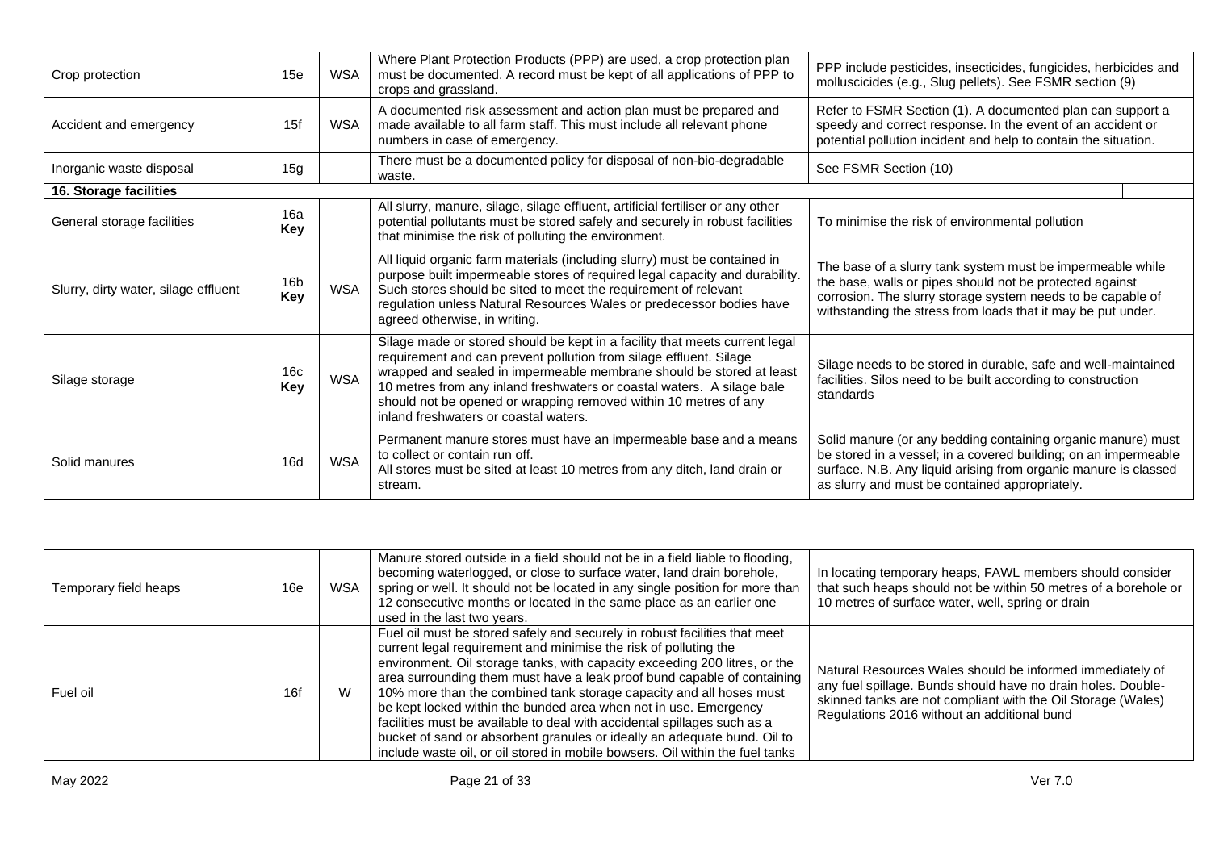| | | | | |
|---|---|---|---|---|
| Crop protection | 15e | WSA | Where Plant Protection Products (PPP) are used, a crop protection plan must be documented. A record must be kept of all applications of PPP to crops and grassland. | PPP include pesticides, insecticides, fungicides, herbicides and molluscicides (e.g., Slug pellets). See FSMR section (9) |
| Accident and emergency | 15f | WSA | A documented risk assessment and action plan must be prepared and made available to all farm staff. This must include all relevant phone numbers in case of emergency. | Refer to FSMR Section (1). A documented plan can support a speedy and correct response. In the event of an accident or potential pollution incident and help to contain the situation. |
| Inorganic waste disposal | 15g | | There must be a documented policy for disposal of non-bio-degradable waste. | See FSMR Section (10) |
| **16. Storage facilities** | | | | |
| General storage facilities | 16a **Key** | | All slurry, manure, silage, silage effluent, artificial fertiliser or any other potential pollutants must be stored safely and securely in robust facilities that minimise the risk of polluting the environment. | To minimise the risk of environmental pollution |
| Slurry, dirty water, silage effluent | 16b **Key** | WSA | All liquid organic farm materials (including slurry) must be contained in purpose built impermeable stores of required legal capacity and durability. Such stores should be sited to meet the requirement of relevant regulation unless Natural Resources Wales or predecessor bodies have agreed otherwise, in writing. | The base of a slurry tank system must be impermeable while the base, walls or pipes should not be protected against corrosion. The slurry storage system needs to be capable of withstanding the stress from loads that it may be put under. |
| Silage storage | 16c **Key** | WSA | Silage made or stored should be kept in a facility that meets current legal requirement and can prevent pollution from silage effluent. Silage wrapped and sealed in impermeable membrane should be stored at least 10 metres from any inland freshwaters or coastal waters. A silage bale should not be opened or wrapping removed within 10 metres of any inland freshwaters or coastal waters. | Silage needs to be stored in durable, safe and well-maintained facilities. Silos need to be built according to construction standards |
| Solid manures | 16d | WSA | Permanent manure stores must have an impermeable base and a means to collect or contain run off.<br>All stores must be sited at least 10 metres from any ditch, land drain or stream. | Solid manure (or any bedding containing organic manure) must be stored in a vessel; in a covered building; on an impermeable surface. N.B. Any liquid arising from organic manure is classed as slurry and must be contained appropriately. |
| Temporary field heaps | 16e | WSA | Manure stored outside in a field should not be in a field liable to flooding, becoming waterlogged, or close to surface water, land drain borehole, spring or well. It should not be located in any single position for more than 12 consecutive months or located in the same place as an earlier one used in the last two years. | In locating temporary heaps, FAWL members should consider that such heaps should not be within 50 metres of a borehole or 10 metres of surface water, well, spring or drain |
| Fuel oil | 16f | W | Fuel oil must be stored safely and securely in robust facilities that meet current legal requirement and minimise the risk of polluting the environment. Oil storage tanks, with capacity exceeding 200 litres, or the area surrounding them must have a leak proof bund capable of containing 10% more than the combined tank storage capacity and all hoses must be kept locked within the bunded area when not in use. Emergency facilities must be available to deal with accidental spillages such as a bucket of sand or absorbent granules or ideally an adequate bund. Oil to include waste oil, or oil stored in mobile bowsers. Oil within the fuel tanks | Natural Resources Wales should be informed immediately of any fuel spillage. Bunds should have no drain holes. Double-skinned tanks are not compliant with the Oil Storage (Wales) Regulations 2016 without an additional bund |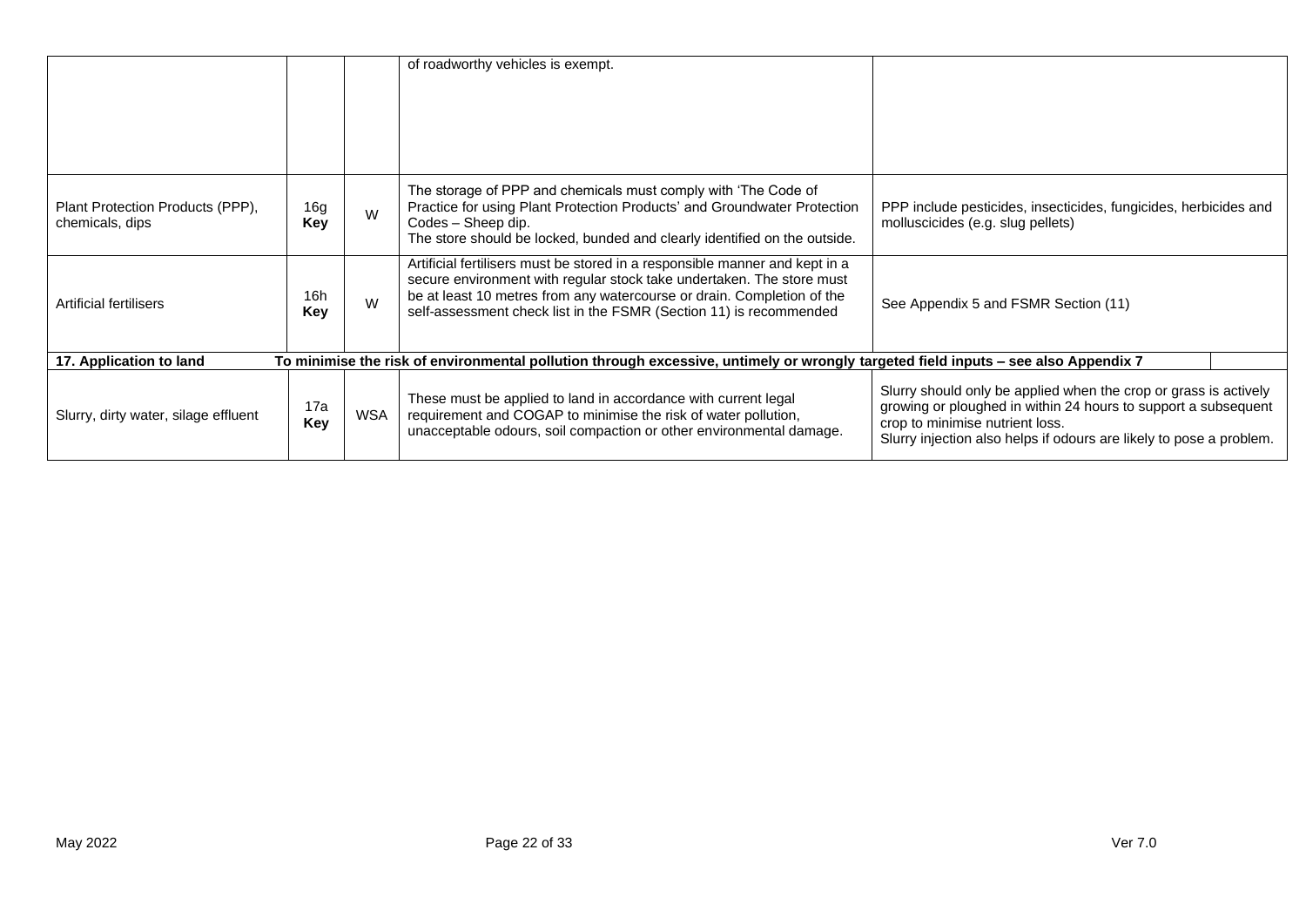| | | | | |
|---|---|---|---|---|
| | | | of roadworthy vehicles is exempt. | |
| Plant Protection Products (PPP), chemicals, dips | 16g **Key** | W | The storage of PPP and chemicals must comply with 'The Code of Practice for using Plant Protection Products' and Groundwater Protection Codes – Sheep dip. The store should be locked, bunded and clearly identified on the outside. | PPP include pesticides, insecticides, fungicides, herbicides and molluscicides (e.g. slug pellets) |
| Artificial fertilisers | 16h **Key** | W | Artificial fertilisers must be stored in a responsible manner and kept in a secure environment with regular stock take undertaken. The store must be at least 10 metres from any watercourse or drain. Completion of the self-assessment check list in the FSMR (Section 11) is recommended | See Appendix 5 and FSMR Section (11) |
| **17. Application to land** | **To minimise the risk of environmental pollution through excessive, untimely or wrongly targeted field inputs – see also Appendix 7** | | | |
| Slurry, dirty water, silage effluent | 17a **Key** | WSA | These must be applied to land in accordance with current legal requirement and COGAP to minimise the risk of water pollution, unacceptable odours, soil compaction or other environmental damage. | Slurry should only be applied when the crop or grass is actively growing or ploughed in within 24 hours to support a subsequent crop to minimise nutrient loss. Slurry injection also helps if odours are likely to pose a problem. |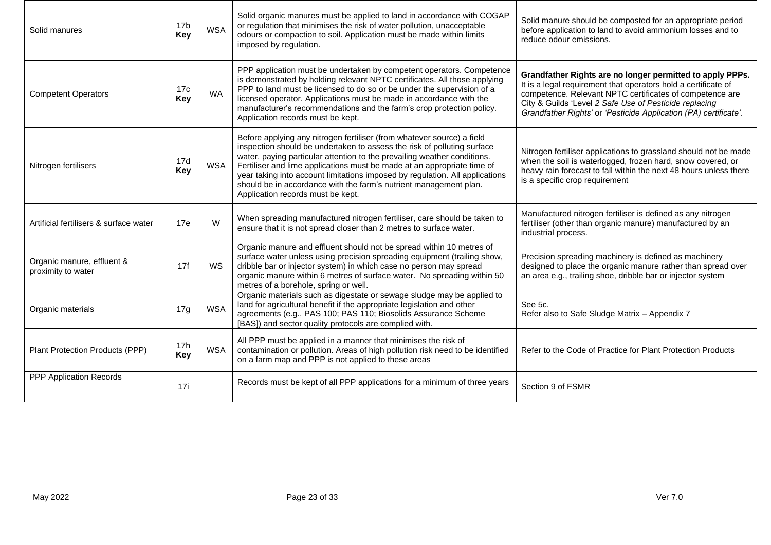| | | | | |
|---|---|---|---|---|
| Solid manures | 17b **Key** | WSA | Solid organic manures must be applied to land in accordance with COGAP or regulation that minimises the risk of water pollution, unacceptable odours or compaction to soil. Application must be made within limits imposed by regulation. | Solid manure should be composted for an appropriate period before application to land to avoid ammonium losses and to reduce odour emissions. |
| Competent Operators | 17c **Key** | WA | PPP application must be undertaken by competent operators. Competence is demonstrated by holding relevant NPTC certificates. All those applying PPP to land must be licensed to do so or be under the supervision of a licensed operator. Applications must be made in accordance with the manufacturer's recommendations and the farm's crop protection policy. Application records must be kept. | **Grandfather Rights are no longer permitted to apply PPPs.** It is a legal requirement that operators hold a certificate of competence. Relevant NPTC certificates of competence are City & Guilds 'Level *2 Safe Use of Pesticide replacing Grandfather Rights'* or *'Pesticide Application (PA) certificate'*. |
| Nitrogen fertilisers | 17d **Key** | WSA | Before applying any nitrogen fertiliser (from whatever source) a field inspection should be undertaken to assess the risk of polluting surface water, paying particular attention to the prevailing weather conditions. Fertiliser and lime applications must be made at an appropriate time of year taking into account limitations imposed by regulation. All applications should be in accordance with the farm's nutrient management plan. Application records must be kept. | Nitrogen fertiliser applications to grassland should not be made when the soil is waterlogged, frozen hard, snow covered, or heavy rain forecast to fall within the next 48 hours unless there is a specific crop requirement |
| Artificial fertilisers & surface water | 17e | W | When spreading manufactured nitrogen fertiliser, care should be taken to ensure that it is not spread closer than 2 metres to surface water. | Manufactured nitrogen fertiliser is defined as any nitrogen fertiliser (other than organic manure) manufactured by an industrial process. |
| Organic manure, effluent & proximity to water | 17f | WS | Organic manure and effluent should not be spread within 10 metres of surface water unless using precision spreading equipment (trailing show, dribble bar or injector system) in which case no person may spread organic manure within 6 metres of surface water. No spreading within 50 metres of a borehole, spring or well. | Precision spreading machinery is defined as machinery designed to place the organic manure rather than spread over an area e.g., trailing shoe, dribble bar or injector system |
| Organic materials | 17g | WSA | Organic materials such as digestate or sewage sludge may be applied to land for agricultural benefit if the appropriate legislation and other agreements (e.g., PAS 100; PAS 110; Biosolids Assurance Scheme [BAS]) and sector quality protocols are complied with. | See 5c.<br>Refer also to Safe Sludge Matrix – Appendix 7 |
| Plant Protection Products (PPP) | 17h **Key** | WSA | All PPP must be applied in a manner that minimises the risk of contamination or pollution. Areas of high pollution risk need to be identified on a farm map and PPP is not applied to these areas | Refer to the Code of Practice for Plant Protection Products |
| PPP Application Records | 17i | | Records must be kept of all PPP applications for a minimum of three years | Section 9 of FSMR |

May 2022 Ver 7.0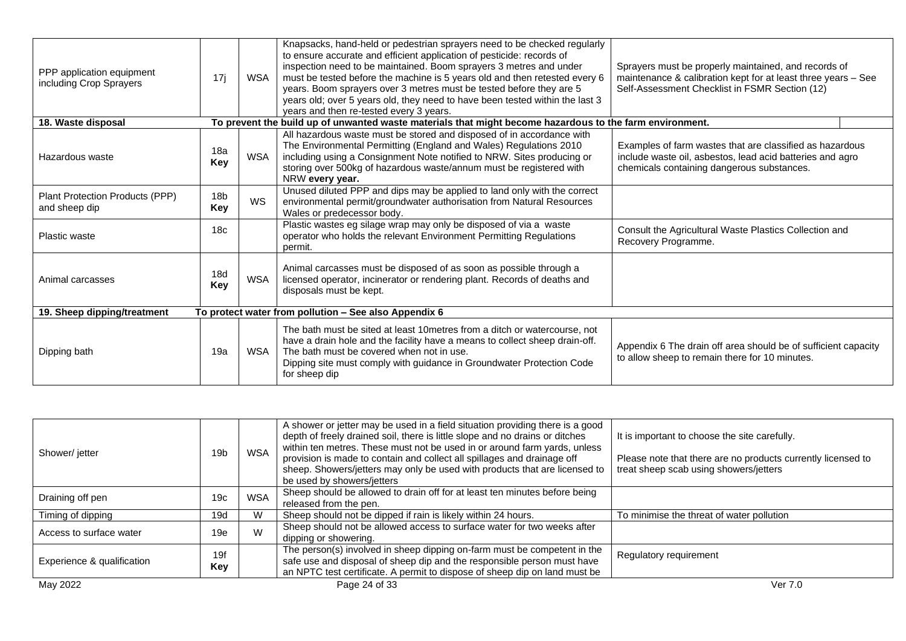| | | | | |
|---|---|---|---|---|
| PPP application equipment including Crop Sprayers | 17j | WSA | Knapsacks, hand-held or pedestrian sprayers need to be checked regularly to ensure accurate and efficient application of pesticide: records of inspection need to be maintained. Boom sprayers 3 metres and under must be tested before the machine is 5 years old and then retested every 6 years. Boom sprayers over 3 metres must be tested before they are 5 years old; over 5 years old, they need to have been tested within the last 3 years and then re-tested every 3 years. | Sprayers must be properly maintained, and records of maintenance & calibration kept for at least three years – See Self-Assessment Checklist in FSMR Section (12) |
| **18. Waste disposal** | | | **To prevent the build up of unwanted waste materials that might become hazardous to the farm environment.** | |
| Hazardous waste | 18a **Key** | WSA | All hazardous waste must be stored and disposed of in accordance with The Environmental Permitting (England and Wales) Regulations 2010 including using a Consignment Note notified to NRW. Sites producing or storing over 500kg of hazardous waste/annum must be registered with NRW **every year.** | Examples of farm wastes that are classified as hazardous include waste oil, asbestos, lead acid batteries and agro chemicals containing dangerous substances. |
| Plant Protection Products (PPP) and sheep dip | 18b **Key** | WS | Unused diluted PPP and dips may be applied to land only with the correct environmental permit/groundwater authorisation from Natural Resources Wales or predecessor body. | |
| Plastic waste | 18c | | Plastic wastes eg silage wrap may only be disposed of via a waste operator who holds the relevant Environment Permitting Regulations permit. | Consult the Agricultural Waste Plastics Collection and Recovery Programme. |
| Animal carcasses | 18d **Key** | WSA | Animal carcasses must be disposed of as soon as possible through a licensed operator, incinerator or rendering plant. Records of deaths and disposals must be kept. | |
| **19. Sheep dipping/treatment** | | | **To protect water from pollution – See also Appendix 6** | |
| Dipping bath | 19a | WSA | The bath must be sited at least 10metres from a ditch or watercourse, not have a drain hole and the facility have a means to collect sheep drain-off. The bath must be covered when not in use. Dipping site must comply with guidance in Groundwater Protection Code for sheep dip | Appendix 6 The drain off area should be of sufficient capacity to allow sheep to remain there for 10 minutes. |
| Shower/ jetter | 19b | WSA | A shower or jetter may be used in a field situation providing there is a good depth of freely drained soil, there is little slope and no drains or ditches within ten metres. These must not be used in or around farm yards, unless provision is made to contain and collect all spillages and drainage off sheep. Showers/jetters may only be used with products that are licensed to be used by showers/jetters | It is important to choose the site carefully. Please note that there are no products currently licensed to treat sheep scab using showers/jetters |
| Draining off pen | 19c | WSA | Sheep should be allowed to drain off for at least ten minutes before being released from the pen. | |
| Timing of dipping | 19d | W | Sheep should not be dipped if rain is likely within 24 hours. | To minimise the threat of water pollution |
| Access to surface water | 19e | W | Sheep should not be allowed access to surface water for two weeks after dipping or showering. | |
| Experience & qualification | 19f **Key** | | The person(s) involved in sheep dipping on-farm must be competent in the safe use and disposal of sheep dip and the responsible person must have an NPTC test certificate. A permit to dispose of sheep dip on land must be | Regulatory requirement |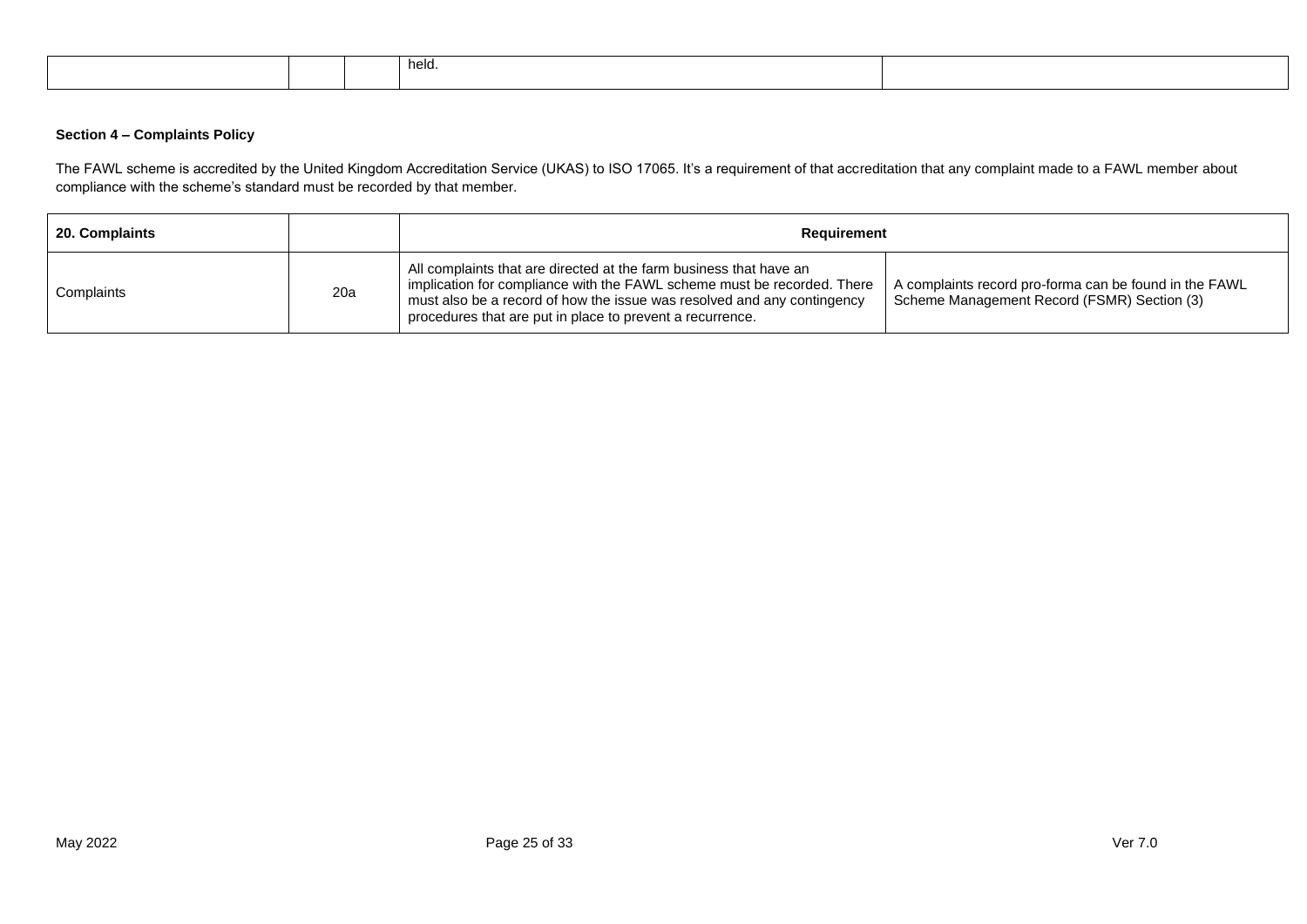| | | | held. | |
|---|---|---|---|---|

**Section 4 – Complaints Policy**

The FAWL scheme is accredited by the United Kingdom Accreditation Service (UKAS) to ISO 17065. It's a requirement of that accreditation that any complaint made to a FAWL member about compliance with the scheme's standard must be recorded by that member.

| 20. Complaints | | Requirement | |
|---|---|---|---|
| Complaints | 20a | All complaints that are directed at the farm business that have an implication for compliance with the FAWL scheme must be recorded. There must also be a record of how the issue was resolved and any contingency procedures that are put in place to prevent a recurrence. | A complaints record pro-forma can be found in the FAWL Scheme Management Record (FSMR) Section (3) |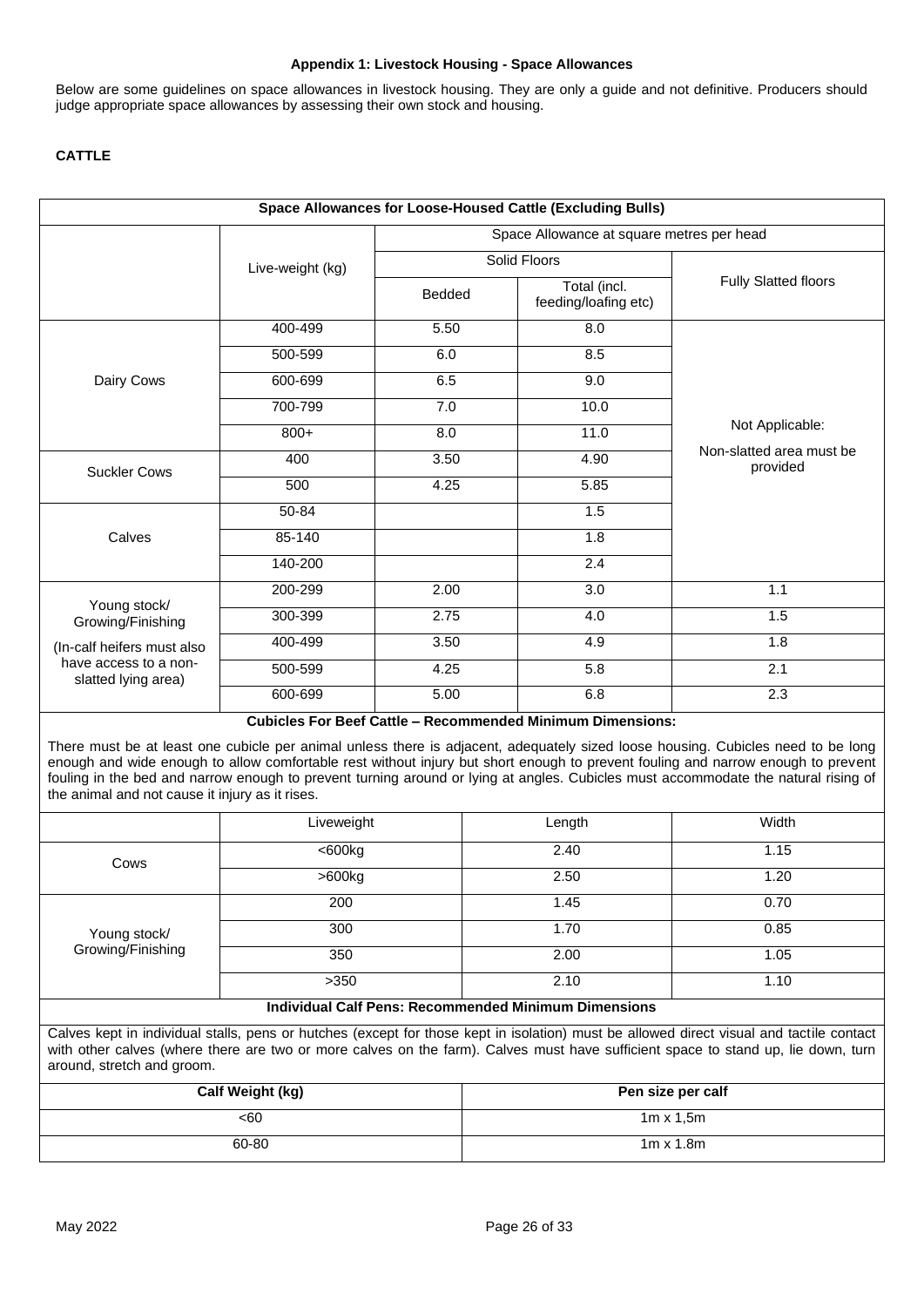### Appendix 1: Livestock Housing - Space Allowances

Below are some guidelines on space allowances in livestock housing. They are only a guide and not definitive. Producers should judge appropriate space allowances by assessing their own stock and housing.

#### CATTLE

**Space Allowances for Loose-Housed Cattle (Excluding Bulls)**

| | Live-weight (kg) | Space Allowance at square metres per head | | |
|---|---|---|---|---|
| | | Solid Floors | | Fully Slatted floors |
| | | Bedded | Total (incl. feeding/loafing etc) | |
| Dairy Cows | 400-499 | 5.50 | 8.0 | Not Applicable: Non-slatted area must be provided |
| | 500-599 | 6.0 | 8.5 | |
| | 600-699 | 6.5 | 9.0 | |
| | 700-799 | 7.0 | 10.0 | |
| | 800+ | 8.0 | 11.0 | |
| Suckler Cows | 400 | 3.50 | 4.90 | |
| | 500 | 4.25 | 5.85 | |
| Calves | 50-84 | | 1.5 | |
| | 85-140 | | 1.8 | |
| | 140-200 | | 2.4 | |
| Young stock/ Growing/Finishing (In-calf heifers must also have access to a non-slatted lying area) | 200-299 | 2.00 | 3.0 | 1.1 |
| | 300-399 | 2.75 | 4.0 | 1.5 |
| | 400-499 | 3.50 | 4.9 | 1.8 |
| | 500-599 | 4.25 | 5.8 | 2.1 |
| | 600-699 | 5.00 | 6.8 | 2.3 |

**Cubicles For Beef Cattle – Recommended Minimum Dimensions:**

There must be at least one cubicle per animal unless there is adjacent, adequately sized loose housing. Cubicles need to be long enough and wide enough to allow comfortable rest without injury but short enough to prevent fouling and narrow enough to prevent fouling in the bed and narrow enough to prevent turning around or lying at angles. Cubicles must accommodate the natural rising of the animal and not cause it injury as it rises.

| | Liveweight | Length | Width |
|---|---|---|---|
| Cows | <600kg | 2.40 | 1.15 |
| | >600kg | 2.50 | 1.20 |
| Young stock/ Growing/Finishing | 200 | 1.45 | 0.70 |
| | 300 | 1.70 | 0.85 |
| | 350 | 2.00 | 1.05 |
| | >350 | 2.10 | 1.10 |

**Individual Calf Pens: Recommended Minimum Dimensions**

Calves kept in individual stalls, pens or hutches (except for those kept in isolation) must be allowed direct visual and tactile contact with other calves (where there are two or more calves on the farm). Calves must have sufficient space to stand up, lie down, turn around, stretch and groom.

| Calf Weight (kg) | Pen size per calf |
|---|---|
| <60 | 1m x 1,5m |
| 60-80 | 1m x 1.8m |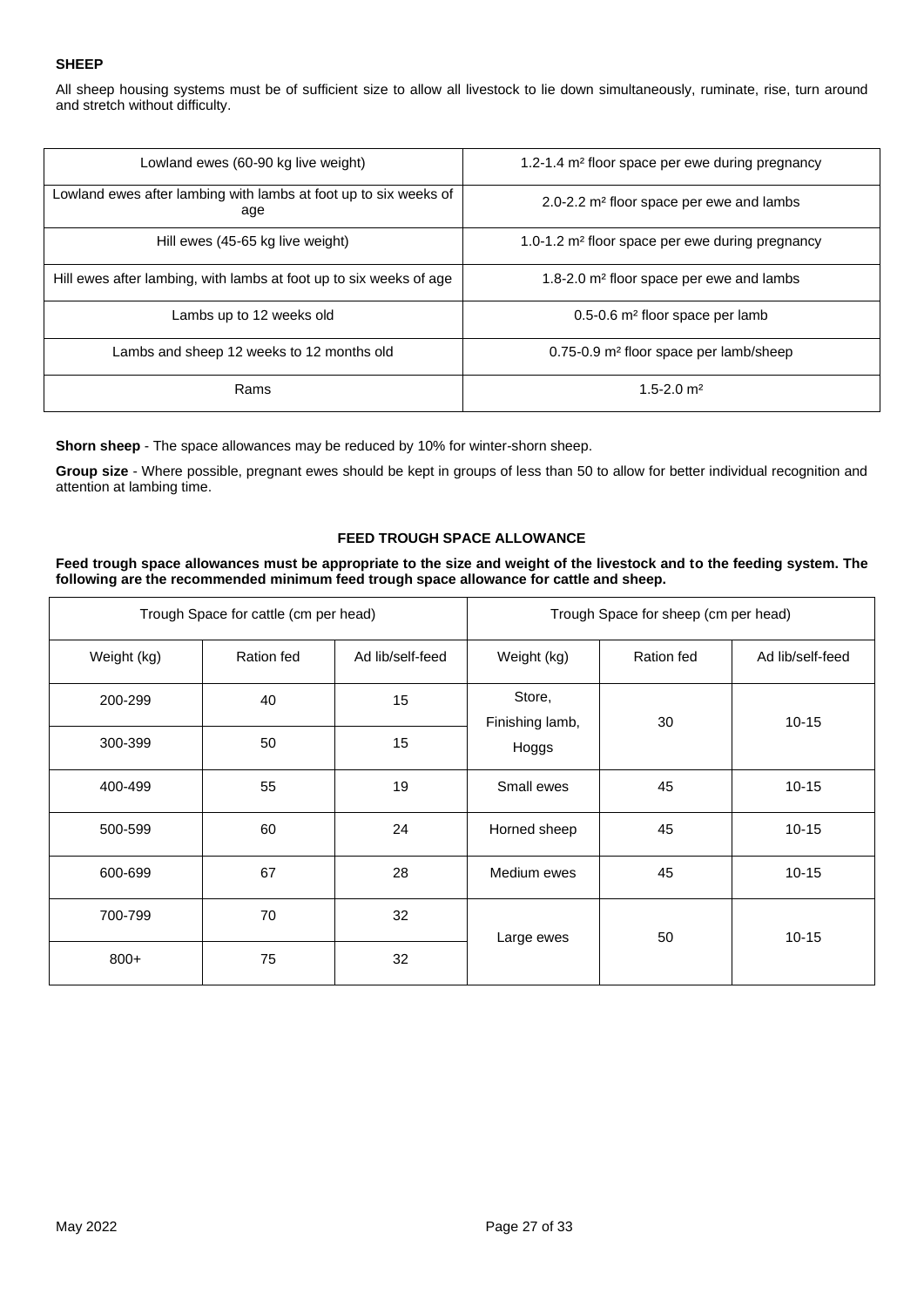### SHEEP

All sheep housing systems must be of sufficient size to allow all livestock to lie down simultaneously, ruminate, rise, turn around and stretch without difficulty.

| | |
|---|---|
| Lowland ewes (60-90 kg live weight) | 1.2-1.4 m² floor space per ewe during pregnancy |
| Lowland ewes after lambing with lambs at foot up to six weeks of age | 2.0-2.2 m² floor space per ewe and lambs |
| Hill ewes (45-65 kg live weight) | 1.0-1.2 m² floor space per ewe during pregnancy |
| Hill ewes after lambing, with lambs at foot up to six weeks of age | 1.8-2.0 m² floor space per ewe and lambs |
| Lambs up to 12 weeks old | 0.5-0.6 m² floor space per lamb |
| Lambs and sheep 12 weeks to 12 months old | 0.75-0.9 m² floor space per lamb/sheep |
| Rams | 1.5-2.0 m² |

**Shorn sheep** - The space allowances may be reduced by 10% for winter-shorn sheep.

**Group size** - Where possible, pregnant ewes should be kept in groups of less than 50 to allow for better individual recognition and attention at lambing time.

### FEED TROUGH SPACE ALLOWANCE

**Feed trough space allowances must be appropriate to the size and weight of the livestock and to the feeding system. The following are the recommended minimum feed trough space allowance for cattle and sheep.**

| Trough Space for cattle (cm per head) | | | Trough Space for sheep (cm per head) | | |
|---|---|---|---|---|---|
| Weight (kg) | Ration fed | Ad lib/self-feed | Weight (kg) | Ration fed | Ad lib/self-feed |
| 200-299 | 40 | 15 | Store, Finishing lamb, Hoggs | 30 | 10-15 |
| 300-399 | 50 | 15 | | | |
| 400-499 | 55 | 19 | Small ewes | 45 | 10-15 |
| 500-599 | 60 | 24 | Horned sheep | 45 | 10-15 |
| 600-699 | 67 | 28 | Medium ewes | 45 | 10-15 |
| 700-799 | 70 | 32 | Large ewes | 50 | 10-15 |
| 800+ | 75 | 32 | | | |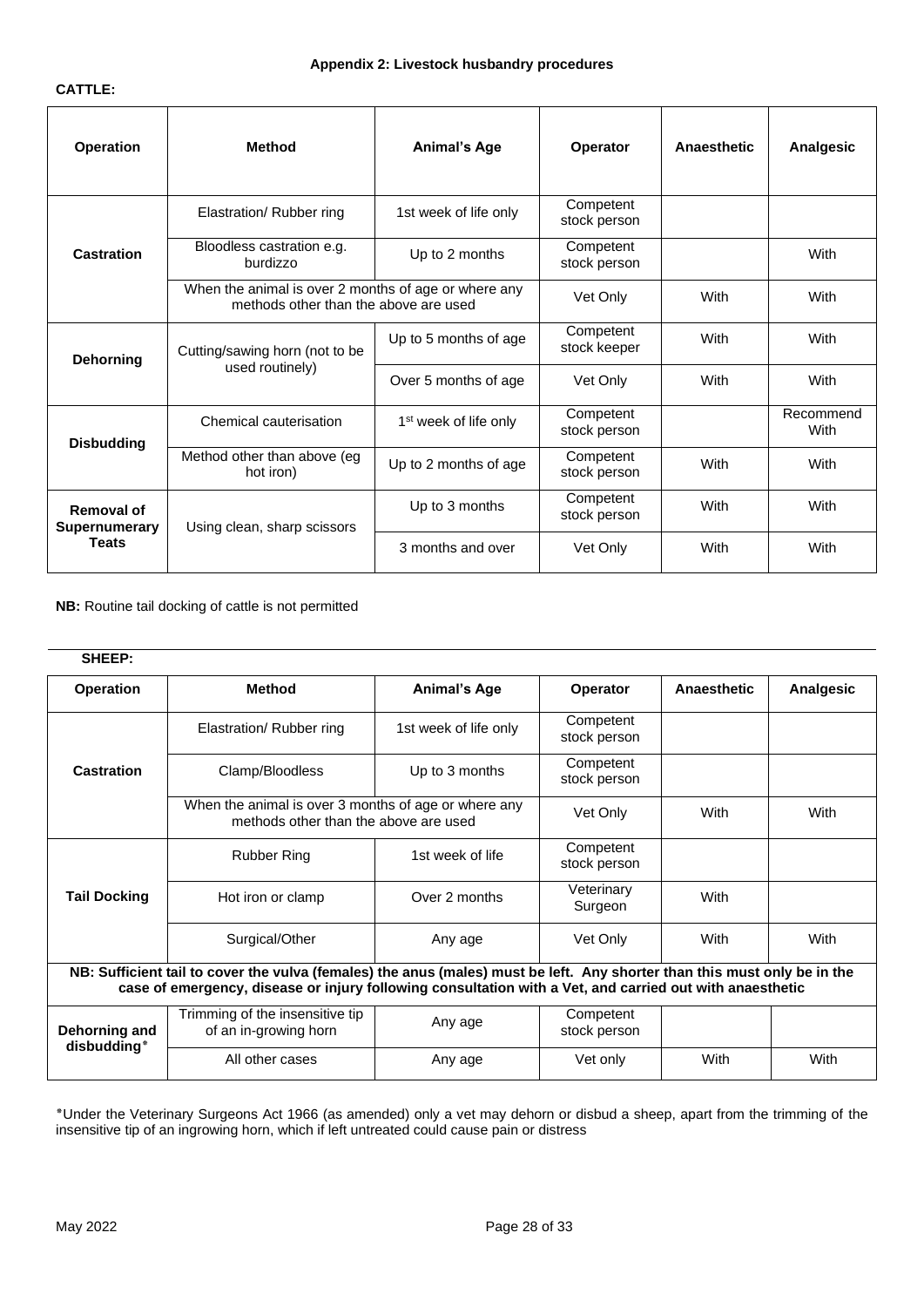### Appendix 2: Livestock husbandry procedures

**CATTLE:**

| Operation | Method | Animal's Age | Operator | Anaesthetic | Analgesic |
|---|---|---|---|---|---|
| **Castration** | Elastration/ Rubber ring | 1st week of life only | Competent stock person | | |
| | Bloodless castration e.g. burdizzo | Up to 2 months | Competent stock person | | With |
| | When the animal is over 2 months of age or where any methods other than the above are used | | Vet Only | With | With |
| **Dehorning** | Cutting/sawing horn (not to be used routinely) | Up to 5 months of age | Competent stock keeper | With | With |
| | | Over 5 months of age | Vet Only | With | With |
| **Disbudding** | Chemical cauterisation | 1st week of life only | Competent stock person | | Recommend With |
| | Method other than above (eg hot iron) | Up to 2 months of age | Competent stock person | With | With |
| **Removal of Supernumerary Teats** | Using clean, sharp scissors | Up to 3 months | Competent stock person | With | With |
| | | 3 months and over | Vet Only | With | With |

**NB:** Routine tail docking of cattle is not permitted

**SHEEP:**

| Operation | Method | Animal's Age | Operator | Anaesthetic | Analgesic |
|---|---|---|---|---|---|
| **Castration** | Elastration/ Rubber ring | 1st week of life only | Competent stock person | | |
| | Clamp/Bloodless | Up to 3 months | Competent stock person | | |
| | When the animal is over 3 months of age or where any methods other than the above are used | | Vet Only | With | With |
| **Tail Docking** | Rubber Ring | 1st week of life | Competent stock person | | |
| | Hot iron or clamp | Over 2 months | Veterinary Surgeon | With | |
| | Surgical/Other | Any age | Vet Only | With | With |
| **NB: Sufficient tail to cover the vulva (females) the anus (males) must be left. Any shorter than this must only be in the case of emergency, disease or injury following consultation with a Vet, and carried out with anaesthetic** | | | | | |
| **Dehorning and disbudding*** | Trimming of the insensitive tip of an in-growing horn | Any age | Competent stock person | | |
| | All other cases | Any age | Vet only | With | With |

*Under the Veterinary Surgeons Act 1966 (as amended) only a vet may dehorn or disbud a sheep, apart from the trimming of the insensitive tip of an ingrowing horn, which if left untreated could cause pain or distress

May 2022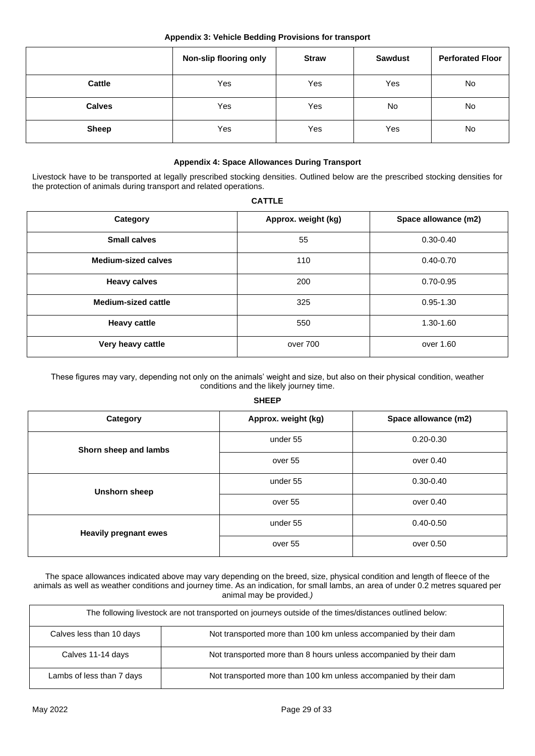## Appendix 3: Vehicle Bedding Provisions for transport

| | Non-slip flooring only | Straw | Sawdust | Perforated Floor |
|---|---|---|---|---|
| **Cattle** | Yes | Yes | Yes | No |
| **Calves** | Yes | Yes | No | No |
| **Sheep** | Yes | Yes | Yes | No |

## Appendix 4: Space Allowances During Transport

Livestock have to be transported at legally prescribed stocking densities. Outlined below are the prescribed stocking densities for the protection of animals during transport and related operations.

**CATTLE**

| Category | Approx. weight (kg) | Space allowance (m2) |
|---|---|---|
| **Small calves** | 55 | 0.30-0.40 |
| **Medium-sized calves** | 110 | 0.40-0.70 |
| **Heavy calves** | 200 | 0.70-0.95 |
| **Medium-sized cattle** | 325 | 0.95-1.30 |
| **Heavy cattle** | 550 | 1.30-1.60 |
| **Very heavy cattle** | over 700 | over 1.60 |

These figures may vary, depending not only on the animals' weight and size, but also on their physical condition, weather conditions and the likely journey time.

**SHEEP**

| Category | Approx. weight (kg) | Space allowance (m2) |
|---|---|---|
| **Shorn sheep and lambs** | under 55 | 0.20-0.30 |
| | over 55 | over 0.40 |
| **Unshorn sheep** | under 55 | 0.30-0.40 |
| | over 55 | over 0.40 |
| **Heavily pregnant ewes** | under 55 | 0.40-0.50 |
| | over 55 | over 0.50 |

The space allowances indicated above may vary depending on the breed, size, physical condition and length of fleece of the animals as well as weather conditions and journey time. As an indication, for small lambs, an area of under 0.2 metres squared per animal may be provided.*)*

| The following livestock are not transported on journeys outside of the times/distances outlined below: | |
|---|---|
| Calves less than 10 days | Not transported more than 100 km unless accompanied by their dam |
| Calves 11-14 days | Not transported more than 8 hours unless accompanied by their dam |
| Lambs of less than 7 days | Not transported more than 100 km unless accompanied by their dam |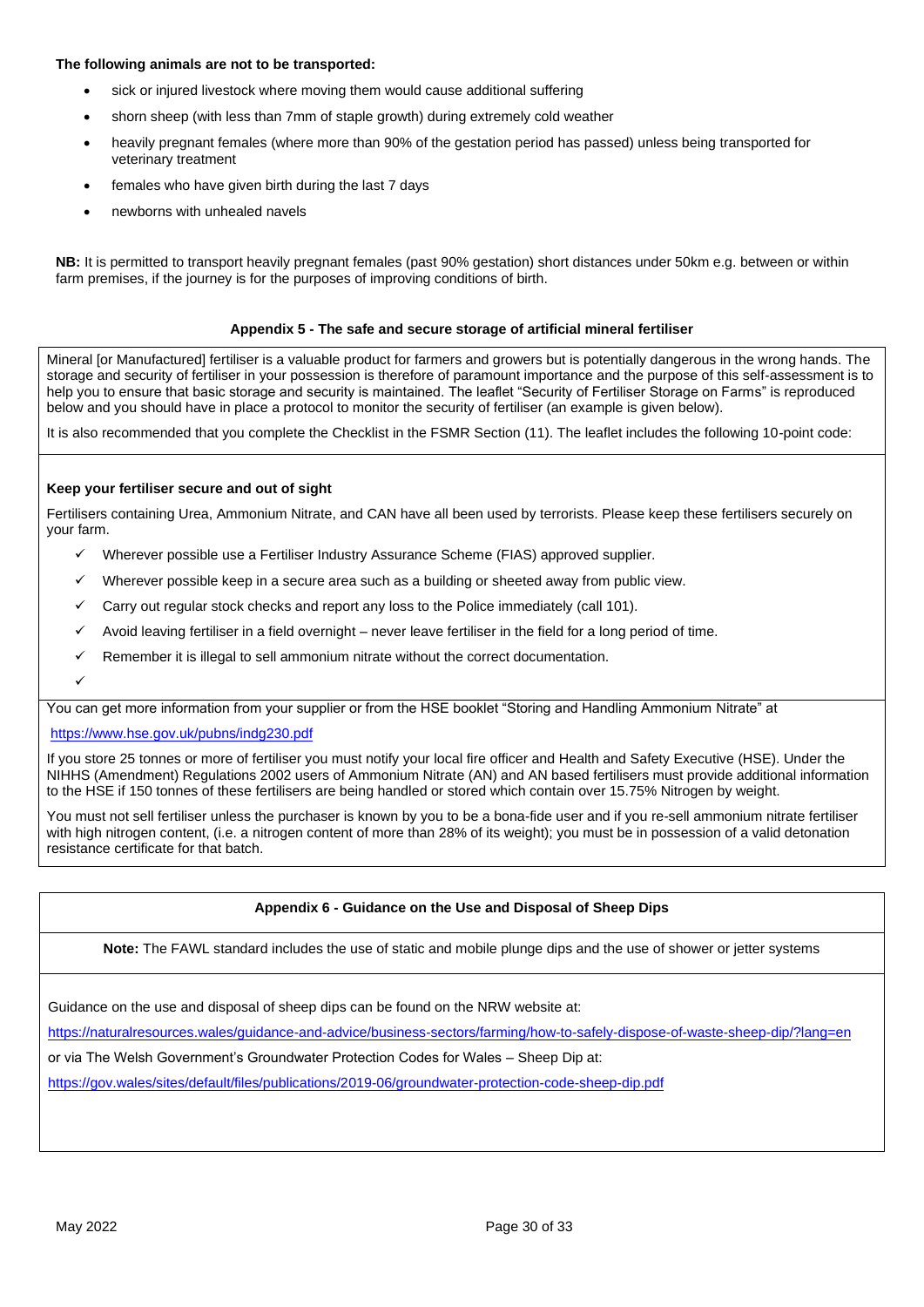**The following animals are not to be transported:**

- sick or injured livestock where moving them would cause additional suffering
- shorn sheep (with less than 7mm of staple growth) during extremely cold weather
- heavily pregnant females (where more than 90% of the gestation period has passed) unless being transported for veterinary treatment
- females who have given birth during the last 7 days
- newborns with unhealed navels

**NB:** It is permitted to transport heavily pregnant females (past 90% gestation) short distances under 50km e.g. between or within farm premises, if the journey is for the purposes of improving conditions of birth.

## Appendix 5 - The safe and secure storage of artificial mineral fertiliser

Mineral [or Manufactured] fertiliser is a valuable product for farmers and growers but is potentially dangerous in the wrong hands. The storage and security of fertiliser in your possession is therefore of paramount importance and the purpose of this self-assessment is to help you to ensure that basic storage and security is maintained. The leaflet "Security of Fertiliser Storage on Farms" is reproduced below and you should have in place a protocol to monitor the security of fertiliser (an example is given below).

It is also recommended that you complete the Checklist in the FSMR Section (11). The leaflet includes the following 10-point code:

**Keep your fertiliser secure and out of sight**

Fertilisers containing Urea, Ammonium Nitrate, and CAN have all been used by terrorists. Please keep these fertilisers securely on your farm.

- ✓ Wherever possible use a Fertiliser Industry Assurance Scheme (FIAS) approved supplier.
- ✓ Wherever possible keep in a secure area such as a building or sheeted away from public view.
- ✓ Carry out regular stock checks and report any loss to the Police immediately (call 101).
- ✓ Avoid leaving fertiliser in a field overnight – never leave fertiliser in the field for a long period of time.
- ✓ Remember it is illegal to sell ammonium nitrate without the correct documentation.
- ✓

You can get more information from your supplier or from the HSE booklet "Storing and Handling Ammonium Nitrate" at

https://www.hse.gov.uk/pubns/indg230.pdf

If you store 25 tonnes or more of fertiliser you must notify your local fire officer and Health and Safety Executive (HSE). Under the NIHHS (Amendment) Regulations 2002 users of Ammonium Nitrate (AN) and AN based fertilisers must provide additional information to the HSE if 150 tonnes of these fertilisers are being handled or stored which contain over 15.75% Nitrogen by weight.

You must not sell fertiliser unless the purchaser is known by you to be a bona-fide user and if you re-sell ammonium nitrate fertiliser with high nitrogen content, (i.e. a nitrogen content of more than 28% of its weight); you must be in possession of a valid detonation resistance certificate for that batch.

## Appendix 6 - Guidance on the Use and Disposal of Sheep Dips

**Note:** The FAWL standard includes the use of static and mobile plunge dips and the use of shower or jetter systems

Guidance on the use and disposal of sheep dips can be found on the NRW website at:

https://naturalresources.wales/guidance-and-advice/business-sectors/farming/how-to-safely-dispose-of-waste-sheep-dip/?lang=en

or via The Welsh Government's Groundwater Protection Codes for Wales – Sheep Dip at:

https://gov.wales/sites/default/files/publications/2019-06/groundwater-protection-code-sheep-dip.pdf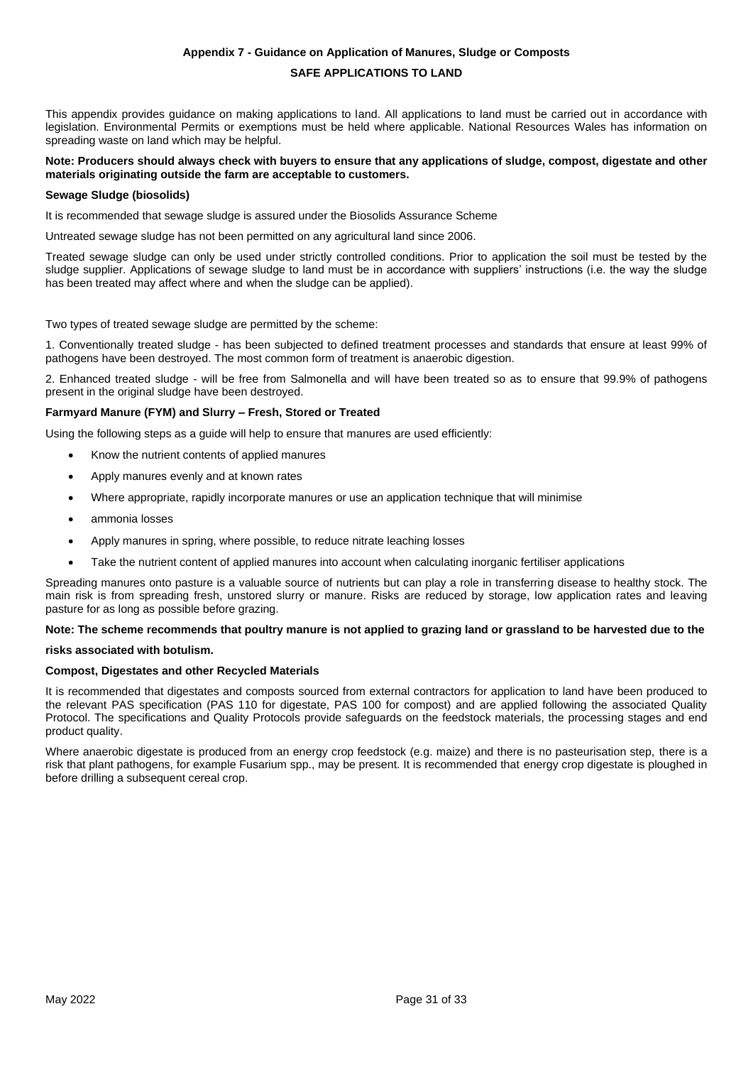# Appendix 7 - Guidance on Application of Manures, Sludge or Composts

## SAFE APPLICATIONS TO LAND

This appendix provides guidance on making applications to land. All applications to land must be carried out in accordance with legislation. Environmental Permits or exemptions must be held where applicable. National Resources Wales has information on spreading waste on land which may be helpful.

**Note: Producers should always check with buyers to ensure that any applications of sludge, compost, digestate and other materials originating outside the farm are acceptable to customers.**

### Sewage Sludge (biosolids)

It is recommended that sewage sludge is assured under the Biosolids Assurance Scheme

Untreated sewage sludge has not been permitted on any agricultural land since 2006.

Treated sewage sludge can only be used under strictly controlled conditions. Prior to application the soil must be tested by the sludge supplier. Applications of sewage sludge to land must be in accordance with suppliers' instructions (i.e. the way the sludge has been treated may affect where and when the sludge can be applied).

Two types of treated sewage sludge are permitted by the scheme:

1. Conventionally treated sludge - has been subjected to defined treatment processes and standards that ensure at least 99% of pathogens have been destroyed. The most common form of treatment is anaerobic digestion.

2. Enhanced treated sludge - will be free from Salmonella and will have been treated so as to ensure that 99.9% of pathogens present in the original sludge have been destroyed.

### Farmyard Manure (FYM) and Slurry – Fresh, Stored or Treated

Using the following steps as a guide will help to ensure that manures are used efficiently:

- Know the nutrient contents of applied manures
- Apply manures evenly and at known rates
- Where appropriate, rapidly incorporate manures or use an application technique that will minimise
- ammonia losses
- Apply manures in spring, where possible, to reduce nitrate leaching losses
- Take the nutrient content of applied manures into account when calculating inorganic fertiliser applications

Spreading manures onto pasture is a valuable source of nutrients but can play a role in transferring disease to healthy stock. The main risk is from spreading fresh, unstored slurry or manure. Risks are reduced by storage, low application rates and leaving pasture for as long as possible before grazing.

**Note: The scheme recommends that poultry manure is not applied to grazing land or grassland to be harvested due to the risks associated with botulism.**

### Compost, Digestates and other Recycled Materials

It is recommended that digestates and composts sourced from external contractors for application to land have been produced to the relevant PAS specification (PAS 110 for digestate, PAS 100 for compost) and are applied following the associated Quality Protocol. The specifications and Quality Protocols provide safeguards on the feedstock materials, the processing stages and end product quality.

Where anaerobic digestate is produced from an energy crop feedstock (e.g. maize) and there is no pasteurisation step, there is a risk that plant pathogens, for example Fusarium spp., may be present. It is recommended that energy crop digestate is ploughed in before drilling a subsequent cereal crop.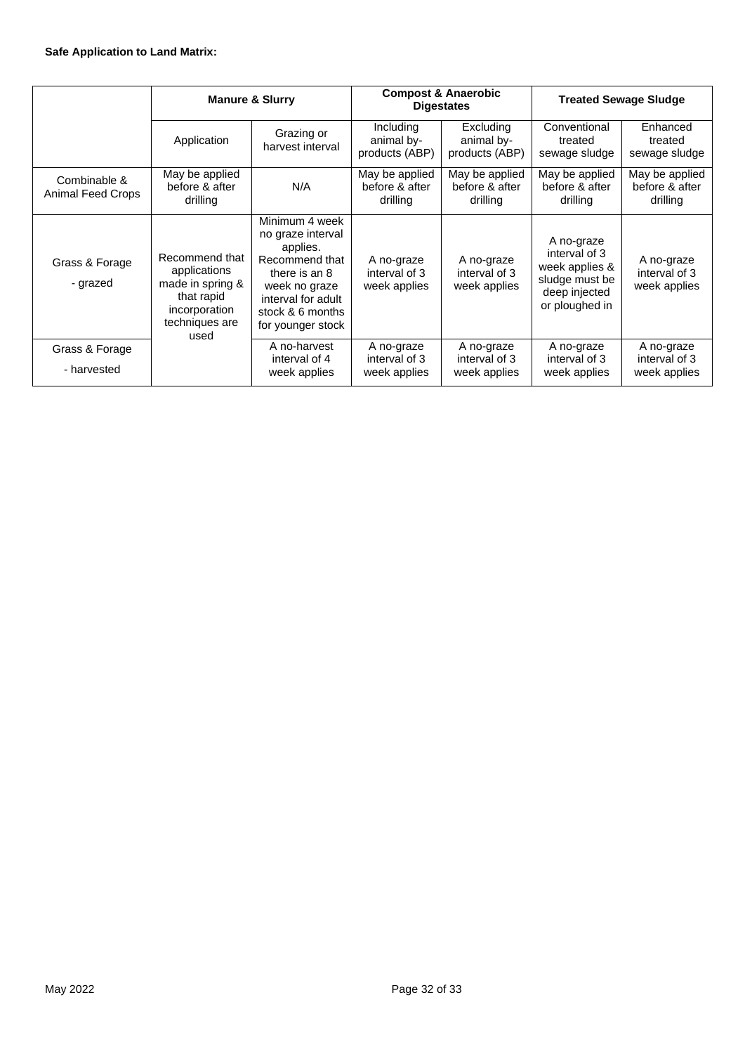**Safe Application to Land Matrix:**

| | Manure & Slurry | | Compost & Anaerobic Digestates | | Treated Sewage Sludge | |
|---|---|---|---|---|---|---|
| | Application | Grazing or harvest interval | Including animal by-products (ABP) | Excluding animal by-products (ABP) | Conventional treated sewage sludge | Enhanced treated sewage sludge |
| Combinable & Animal Feed Crops | May be applied before & after drilling | N/A | May be applied before & after drilling | May be applied before & after drilling | May be applied before & after drilling | May be applied before & after drilling |
| Grass & Forage - grazed | Recommend that applications made in spring & that rapid incorporation techniques are used | Minimum 4 week no graze interval applies. Recommend that there is an 8 week no graze interval for adult stock & 6 months for younger stock | A no-graze interval of 3 week applies | A no-graze interval of 3 week applies | A no-graze interval of 3 week applies & sludge must be deep injected or ploughed in | A no-graze interval of 3 week applies |
| Grass & Forage - harvested | | A no-harvest interval of 4 week applies | A no-graze interval of 3 week applies | A no-graze interval of 3 week applies | A no-graze interval of 3 week applies | A no-graze interval of 3 week applies |

May 2022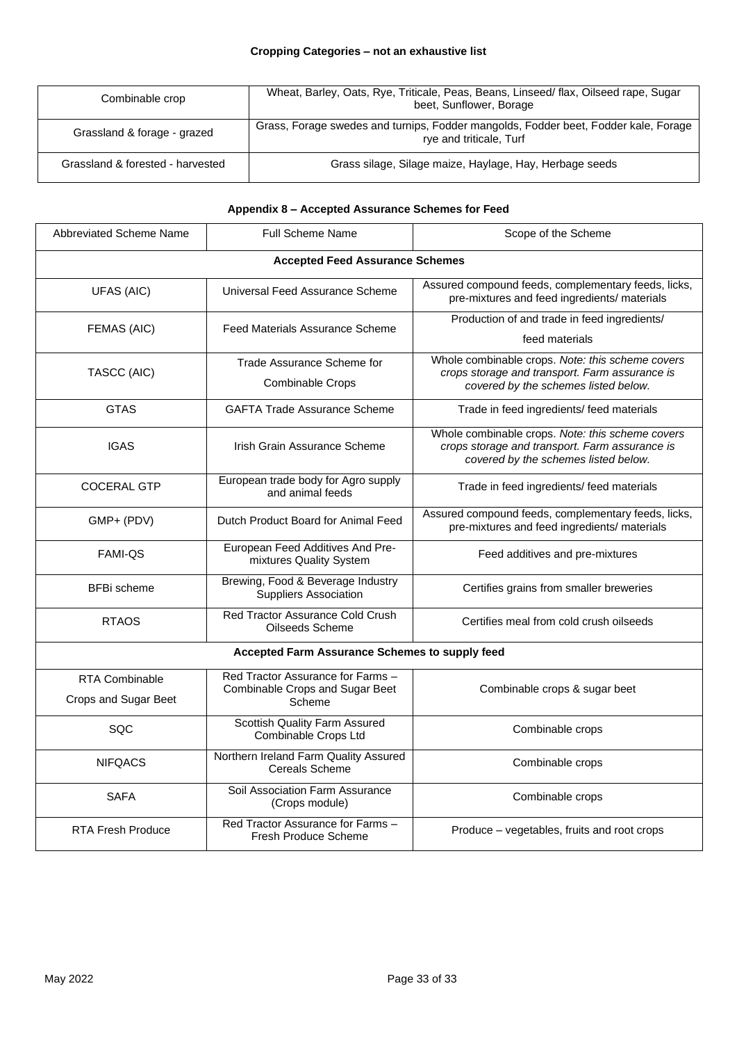**Cropping Categories – not an exhaustive list**

| | |
|---|---|
| Combinable crop | Wheat, Barley, Oats, Rye, Triticale, Peas, Beans, Linseed/ flax, Oilseed rape, Sugar beet, Sunflower, Borage |
| Grassland & forage - grazed | Grass, Forage swedes and turnips, Fodder mangolds, Fodder beet, Fodder kale, Forage rye and triticale, Turf |
| Grassland & forested - harvested | Grass silage, Silage maize, Haylage, Hay, Herbage seeds |

## Appendix 8 – Accepted Assurance Schemes for Feed

| Abbreviated Scheme Name | Full Scheme Name | Scope of the Scheme |
|---|---|---|
| **Accepted Feed Assurance Schemes** | | |
| UFAS (AIC) | Universal Feed Assurance Scheme | Assured compound feeds, complementary feeds, licks, pre-mixtures and feed ingredients/ materials |
| FEMAS (AIC) | Feed Materials Assurance Scheme | Production of and trade in feed ingredients/ feed materials |
| TASCC (AIC) | Trade Assurance Scheme for Combinable Crops | Whole combinable crops. *Note: this scheme covers crops storage and transport. Farm assurance is covered by the schemes listed below.* |
| GTAS | GAFTA Trade Assurance Scheme | Trade in feed ingredients/ feed materials |
| IGAS | Irish Grain Assurance Scheme | Whole combinable crops. *Note: this scheme covers crops storage and transport. Farm assurance is covered by the schemes listed below.* |
| COCERAL GTP | European trade body for Agro supply and animal feeds | Trade in feed ingredients/ feed materials |
| GMP+ (PDV) | Dutch Product Board for Animal Feed | Assured compound feeds, complementary feeds, licks, pre-mixtures and feed ingredients/ materials |
| FAMI-QS | European Feed Additives And Pre-mixtures Quality System | Feed additives and pre-mixtures |
| BFBi scheme | Brewing, Food & Beverage Industry Suppliers Association | Certifies grains from smaller breweries |
| RTAOS | Red Tractor Assurance Cold Crush Oilseeds Scheme | Certifies meal from cold crush oilseeds |
| **Accepted Farm Assurance Schemes to supply feed** | | |
| RTA Combinable Crops and Sugar Beet | Red Tractor Assurance for Farms – Combinable Crops and Sugar Beet Scheme | Combinable crops & sugar beet |
| SQC | Scottish Quality Farm Assured Combinable Crops Ltd | Combinable crops |
| NIFQACS | Northern Ireland Farm Quality Assured Cereals Scheme | Combinable crops |
| SAFA | Soil Association Farm Assurance (Crops module) | Combinable crops |
| RTA Fresh Produce | Red Tractor Assurance for Farms – Fresh Produce Scheme | Produce – vegetables, fruits and root crops |

May 2022